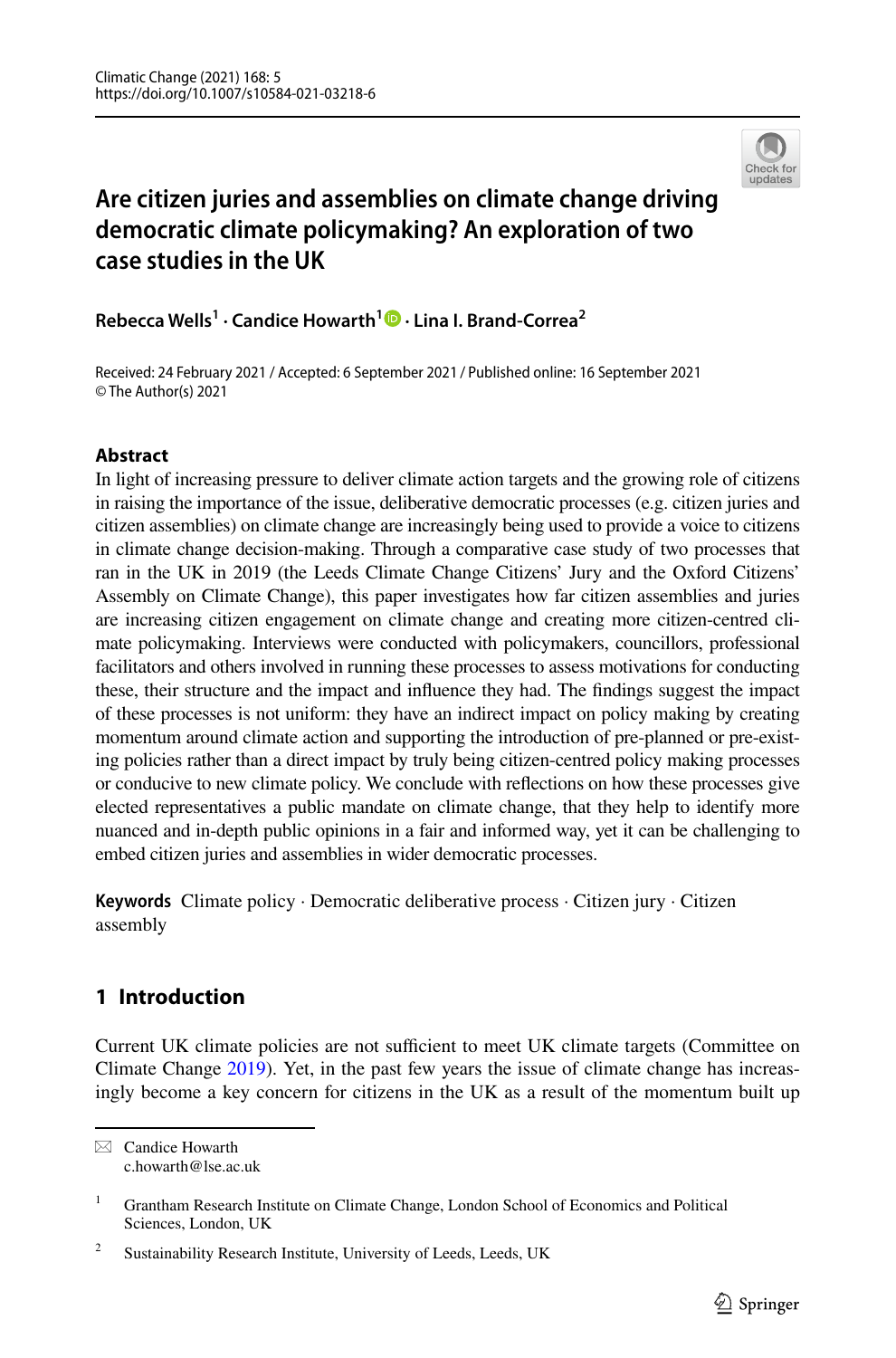Climatic Change (2021) 168: 5
https://doi.org/10.1007/s10584-021-03218-6

# Are citizen juries and assemblies on climate change driving democratic climate policymaking? An exploration of two case studies in the UK

**Rebecca Wells[1] · Candice Howarth[1] · Lina I. Brand-Correa[2]**

Received: 24 February 2021 / Accepted: 6 September 2021 / Published online: 16 September 2021
© The Author(s) 2021

## Abstract

In light of increasing pressure to deliver climate action targets and the growing role of citizens in raising the importance of the issue, deliberative democratic processes (e.g. citizen juries and citizen assemblies) on climate change are increasingly being used to provide a voice to citizens in climate change decision-making. Through a comparative case study of two processes that ran in the UK in 2019 (the Leeds Climate Change Citizens' Jury and the Oxford Citizens' Assembly on Climate Change), this paper investigates how far citizen assemblies and juries are increasing citizen engagement on climate change and creating more citizen-centred climate policymaking. Interviews were conducted with policymakers, councillors, professional facilitators and others involved in running these processes to assess motivations for conducting these, their structure and the impact and influence they had. The findings suggest the impact of these processes is not uniform: they have an indirect impact on policy making by creating momentum around climate action and supporting the introduction of pre-planned or pre-existing policies rather than a direct impact by truly being citizen-centred policy making processes or conducive to new climate policy. We conclude with reflections on how these processes give elected representatives a public mandate on climate change, that they help to identify more nuanced and in-depth public opinions in a fair and informed way, yet it can be challenging to embed citizen juries and assemblies in wider democratic processes.

**Keywords** Climate policy · Democratic deliberative process · Citizen jury · Citizen assembly

## 1 Introduction

Current UK climate policies are not sufficient to meet UK climate targets (Committee on Climate Change 2019). Yet, in the past few years the issue of climate change has increasingly become a key concern for citizens in the UK as a result of the momentum built up

---

✉ Candice Howarth
c.howarth@lse.ac.uk

[1] Grantham Research Institute on Climate Change, London School of Economics and Political Sciences, London, UK

[2] Sustainability Research Institute, University of Leeds, Leeds, UK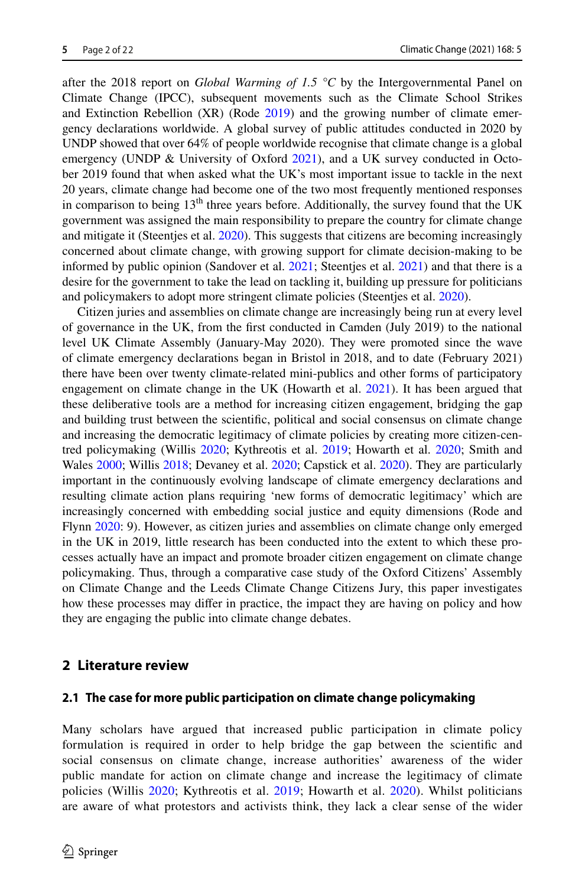after the 2018 report on *Global Warming of 1.5 °C* by the Intergovernmental Panel on Climate Change (IPCC), subsequent movements such as the Climate School Strikes and Extinction Rebellion (XR) (Rode 2019) and the growing number of climate emergency declarations worldwide. A global survey of public attitudes conducted in 2020 by UNDP showed that over 64% of people worldwide recognise that climate change is a global emergency (UNDP & University of Oxford 2021), and a UK survey conducted in October 2019 found that when asked what the UK's most important issue to tackle in the next 20 years, climate change had become one of the two most frequently mentioned responses in comparison to being 13th three years before. Additionally, the survey found that the UK government was assigned the main responsibility to prepare the country for climate change and mitigate it (Steentjes et al. 2020). This suggests that citizens are becoming increasingly concerned about climate change, with growing support for climate decision-making to be informed by public opinion (Sandover et al. 2021; Steentjes et al. 2021) and that there is a desire for the government to take the lead on tackling it, building up pressure for politicians and policymakers to adopt more stringent climate policies (Steentjes et al. 2020).

Citizen juries and assemblies on climate change are increasingly being run at every level of governance in the UK, from the first conducted in Camden (July 2019) to the national level UK Climate Assembly (January-May 2020). They were promoted since the wave of climate emergency declarations began in Bristol in 2018, and to date (February 2021) there have been over twenty climate-related mini-publics and other forms of participatory engagement on climate change in the UK (Howarth et al. 2021). It has been argued that these deliberative tools are a method for increasing citizen engagement, bridging the gap and building trust between the scientific, political and social consensus on climate change and increasing the democratic legitimacy of climate policies by creating more citizen-centred policymaking (Willis 2020; Kythreotis et al. 2019; Howarth et al. 2020; Smith and Wales 2000; Willis 2018; Devaney et al. 2020; Capstick et al. 2020). They are particularly important in the continuously evolving landscape of climate emergency declarations and resulting climate action plans requiring 'new forms of democratic legitimacy' which are increasingly concerned with embedding social justice and equity dimensions (Rode and Flynn 2020: 9). However, as citizen juries and assemblies on climate change only emerged in the UK in 2019, little research has been conducted into the extent to which these processes actually have an impact and promote broader citizen engagement on climate change policymaking. Thus, through a comparative case study of the Oxford Citizens' Assembly on Climate Change and the Leeds Climate Change Citizens Jury, this paper investigates how these processes may differ in practice, the impact they are having on policy and how they are engaging the public into climate change debates.

## 2 Literature review

### 2.1 The case for more public participation on climate change policymaking

Many scholars have argued that increased public participation in climate policy formulation is required in order to help bridge the gap between the scientific and social consensus on climate change, increase authorities' awareness of the wider public mandate for action on climate change and increase the legitimacy of climate policies (Willis 2020; Kythreotis et al. 2019; Howarth et al. 2020). Whilst politicians are aware of what protestors and activists think, they lack a clear sense of the wider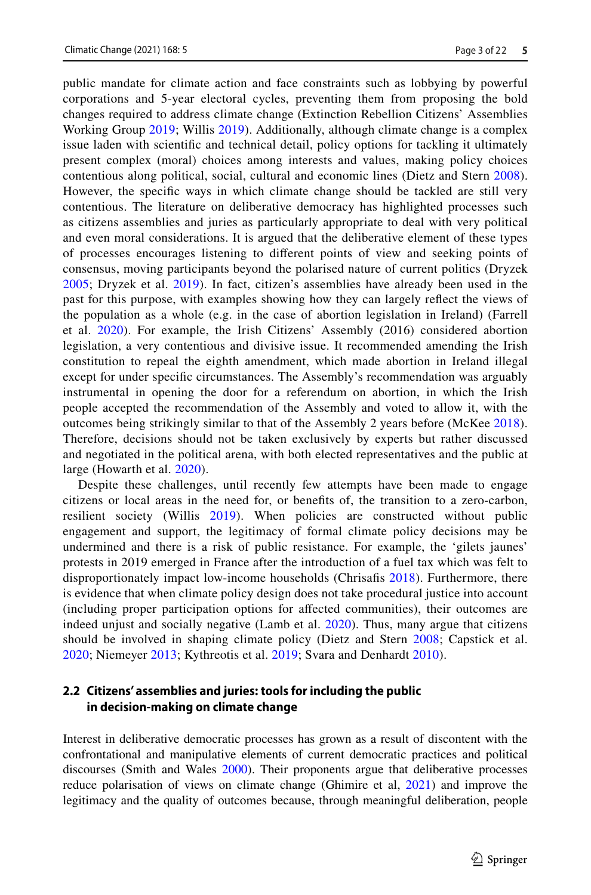public mandate for climate action and face constraints such as lobbying by powerful corporations and 5-year electoral cycles, preventing them from proposing the bold changes required to address climate change (Extinction Rebellion Citizens' Assemblies Working Group 2019; Willis 2019). Additionally, although climate change is a complex issue laden with scientific and technical detail, policy options for tackling it ultimately present complex (moral) choices among interests and values, making policy choices contentious along political, social, cultural and economic lines (Dietz and Stern 2008). However, the specific ways in which climate change should be tackled are still very contentious. The literature on deliberative democracy has highlighted processes such as citizens assemblies and juries as particularly appropriate to deal with very political and even moral considerations. It is argued that the deliberative element of these types of processes encourages listening to different points of view and seeking points of consensus, moving participants beyond the polarised nature of current politics (Dryzek 2005; Dryzek et al. 2019). In fact, citizen's assemblies have already been used in the past for this purpose, with examples showing how they can largely reflect the views of the population as a whole (e.g. in the case of abortion legislation in Ireland) (Farrell et al. 2020). For example, the Irish Citizens' Assembly (2016) considered abortion legislation, a very contentious and divisive issue. It recommended amending the Irish constitution to repeal the eighth amendment, which made abortion in Ireland illegal except for under specific circumstances. The Assembly's recommendation was arguably instrumental in opening the door for a referendum on abortion, in which the Irish people accepted the recommendation of the Assembly and voted to allow it, with the outcomes being strikingly similar to that of the Assembly 2 years before (McKee 2018). Therefore, decisions should not be taken exclusively by experts but rather discussed and negotiated in the political arena, with both elected representatives and the public at large (Howarth et al. 2020).

Despite these challenges, until recently few attempts have been made to engage citizens or local areas in the need for, or benefits of, the transition to a zero-carbon, resilient society (Willis 2019). When policies are constructed without public engagement and support, the legitimacy of formal climate policy decisions may be undermined and there is a risk of public resistance. For example, the 'gilets jaunes' protests in 2019 emerged in France after the introduction of a fuel tax which was felt to disproportionately impact low-income households (Chrisafis 2018). Furthermore, there is evidence that when climate policy design does not take procedural justice into account (including proper participation options for affected communities), their outcomes are indeed unjust and socially negative (Lamb et al. 2020). Thus, many argue that citizens should be involved in shaping climate policy (Dietz and Stern 2008; Capstick et al. 2020; Niemeyer 2013; Kythreotis et al. 2019; Svara and Denhardt 2010).

### 2.2 Citizens' assemblies and juries: tools for including the public in decision-making on climate change

Interest in deliberative democratic processes has grown as a result of discontent with the confrontational and manipulative elements of current democratic practices and political discourses (Smith and Wales 2000). Their proponents argue that deliberative processes reduce polarisation of views on climate change (Ghimire et al, 2021) and improve the legitimacy and the quality of outcomes because, through meaningful deliberation, people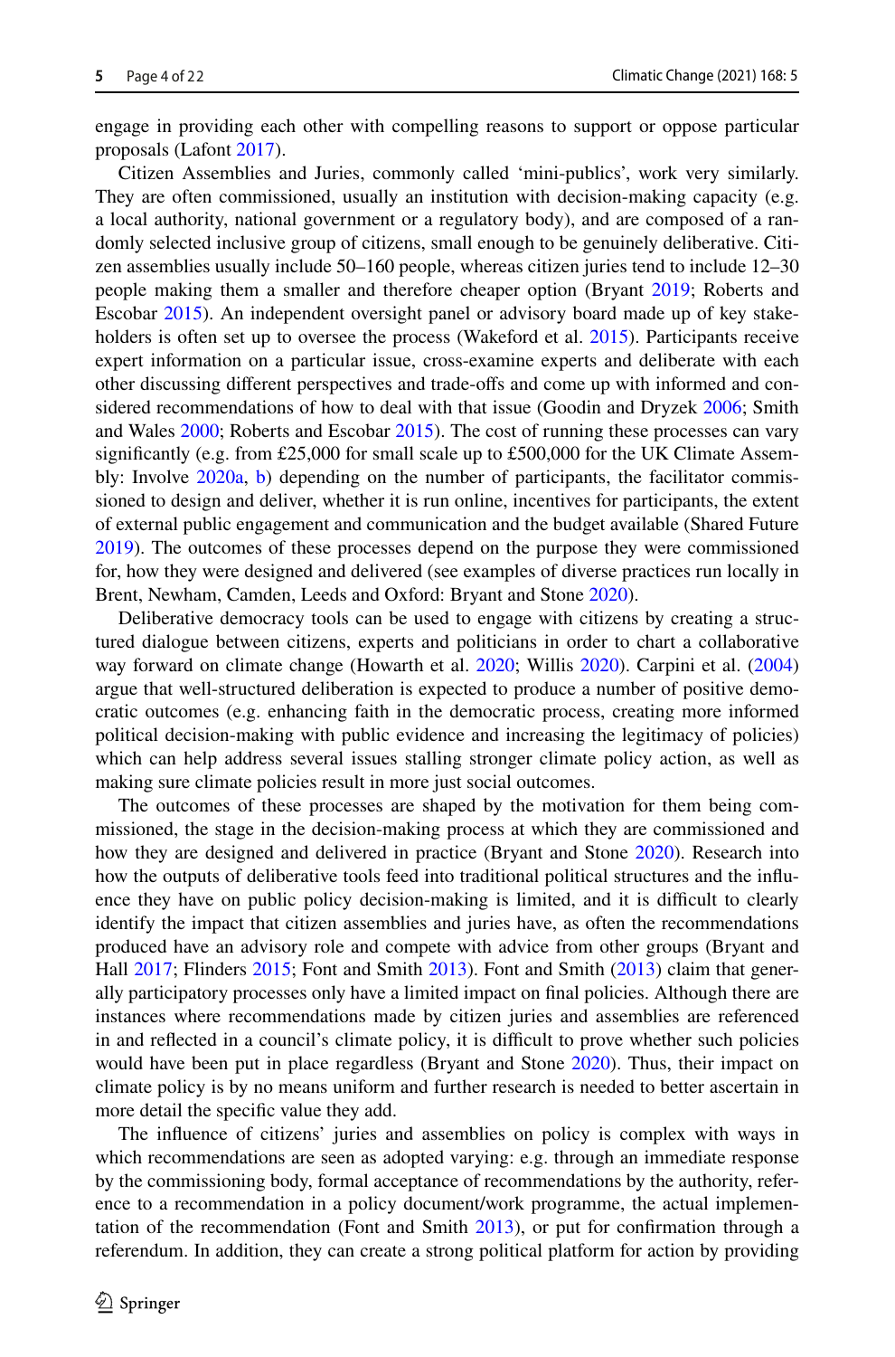engage in providing each other with compelling reasons to support or oppose particular proposals (Lafont 2017).

Citizen Assemblies and Juries, commonly called 'mini-publics', work very similarly. They are often commissioned, usually an institution with decision-making capacity (e.g. a local authority, national government or a regulatory body), and are composed of a randomly selected inclusive group of citizens, small enough to be genuinely deliberative. Citizen assemblies usually include 50–160 people, whereas citizen juries tend to include 12–30 people making them a smaller and therefore cheaper option (Bryant 2019; Roberts and Escobar 2015). An independent oversight panel or advisory board made up of key stakeholders is often set up to oversee the process (Wakeford et al. 2015). Participants receive expert information on a particular issue, cross-examine experts and deliberate with each other discussing different perspectives and trade-offs and come up with informed and considered recommendations of how to deal with that issue (Goodin and Dryzek 2006; Smith and Wales 2000; Roberts and Escobar 2015). The cost of running these processes can vary significantly (e.g. from £25,000 for small scale up to £500,000 for the UK Climate Assembly: Involve 2020a, b) depending on the number of participants, the facilitator commissioned to design and deliver, whether it is run online, incentives for participants, the extent of external public engagement and communication and the budget available (Shared Future 2019). The outcomes of these processes depend on the purpose they were commissioned for, how they were designed and delivered (see examples of diverse practices run locally in Brent, Newham, Camden, Leeds and Oxford: Bryant and Stone 2020).

Deliberative democracy tools can be used to engage with citizens by creating a structured dialogue between citizens, experts and politicians in order to chart a collaborative way forward on climate change (Howarth et al. 2020; Willis 2020). Carpini et al. (2004) argue that well-structured deliberation is expected to produce a number of positive democratic outcomes (e.g. enhancing faith in the democratic process, creating more informed political decision-making with public evidence and increasing the legitimacy of policies) which can help address several issues stalling stronger climate policy action, as well as making sure climate policies result in more just social outcomes.

The outcomes of these processes are shaped by the motivation for them being commissioned, the stage in the decision-making process at which they are commissioned and how they are designed and delivered in practice (Bryant and Stone 2020). Research into how the outputs of deliberative tools feed into traditional political structures and the influence they have on public policy decision-making is limited, and it is difficult to clearly identify the impact that citizen assemblies and juries have, as often the recommendations produced have an advisory role and compete with advice from other groups (Bryant and Hall 2017; Flinders 2015; Font and Smith 2013). Font and Smith (2013) claim that generally participatory processes only have a limited impact on final policies. Although there are instances where recommendations made by citizen juries and assemblies are referenced in and reflected in a council's climate policy, it is difficult to prove whether such policies would have been put in place regardless (Bryant and Stone 2020). Thus, their impact on climate policy is by no means uniform and further research is needed to better ascertain in more detail the specific value they add.

The influence of citizens' juries and assemblies on policy is complex with ways in which recommendations are seen as adopted varying: e.g. through an immediate response by the commissioning body, formal acceptance of recommendations by the authority, reference to a recommendation in a policy document/work programme, the actual implementation of the recommendation (Font and Smith 2013), or put for confirmation through a referendum. In addition, they can create a strong political platform for action by providing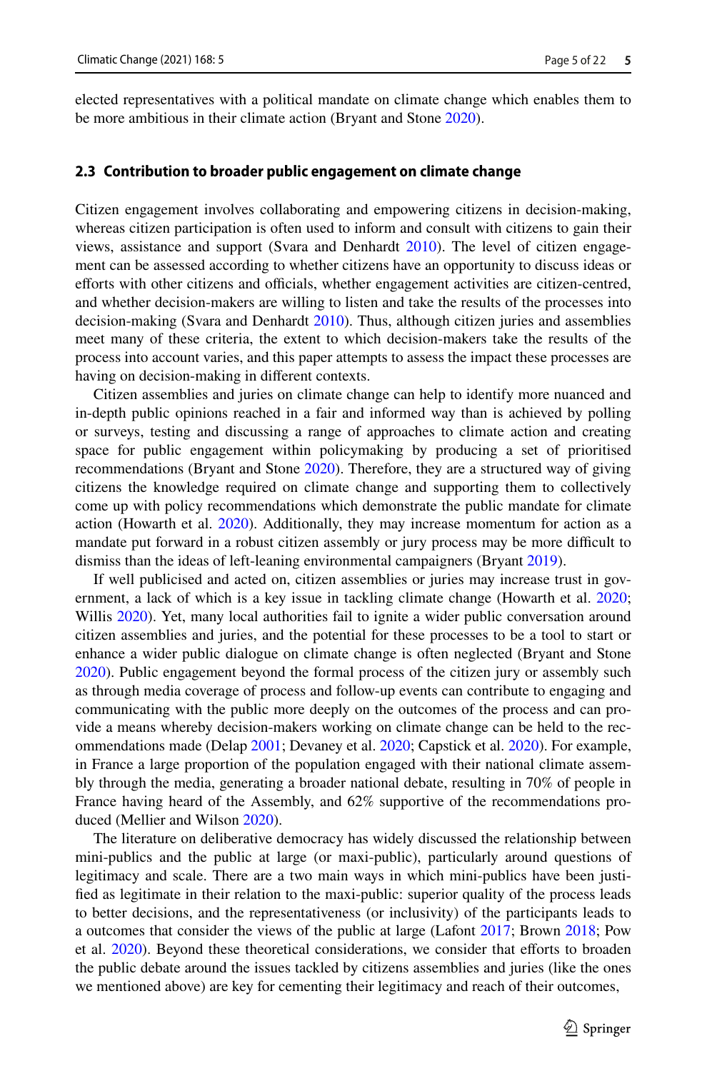elected representatives with a political mandate on climate change which enables them to be more ambitious in their climate action (Bryant and Stone 2020).

### 2.3 Contribution to broader public engagement on climate change

Citizen engagement involves collaborating and empowering citizens in decision-making, whereas citizen participation is often used to inform and consult with citizens to gain their views, assistance and support (Svara and Denhardt 2010). The level of citizen engagement can be assessed according to whether citizens have an opportunity to discuss ideas or efforts with other citizens and officials, whether engagement activities are citizen-centred, and whether decision-makers are willing to listen and take the results of the processes into decision-making (Svara and Denhardt 2010). Thus, although citizen juries and assemblies meet many of these criteria, the extent to which decision-makers take the results of the process into account varies, and this paper attempts to assess the impact these processes are having on decision-making in different contexts.

Citizen assemblies and juries on climate change can help to identify more nuanced and in-depth public opinions reached in a fair and informed way than is achieved by polling or surveys, testing and discussing a range of approaches to climate action and creating space for public engagement within policymaking by producing a set of prioritised recommendations (Bryant and Stone 2020). Therefore, they are a structured way of giving citizens the knowledge required on climate change and supporting them to collectively come up with policy recommendations which demonstrate the public mandate for climate action (Howarth et al. 2020). Additionally, they may increase momentum for action as a mandate put forward in a robust citizen assembly or jury process may be more difficult to dismiss than the ideas of left-leaning environmental campaigners (Bryant 2019).

If well publicised and acted on, citizen assemblies or juries may increase trust in government, a lack of which is a key issue in tackling climate change (Howarth et al. 2020; Willis 2020). Yet, many local authorities fail to ignite a wider public conversation around citizen assemblies and juries, and the potential for these processes to be a tool to start or enhance a wider public dialogue on climate change is often neglected (Bryant and Stone 2020). Public engagement beyond the formal process of the citizen jury or assembly such as through media coverage of process and follow-up events can contribute to engaging and communicating with the public more deeply on the outcomes of the process and can provide a means whereby decision-makers working on climate change can be held to the recommendations made (Delap 2001; Devaney et al. 2020; Capstick et al. 2020). For example, in France a large proportion of the population engaged with their national climate assembly through the media, generating a broader national debate, resulting in 70% of people in France having heard of the Assembly, and 62% supportive of the recommendations produced (Mellier and Wilson 2020).

The literature on deliberative democracy has widely discussed the relationship between mini-publics and the public at large (or maxi-public), particularly around questions of legitimacy and scale. There are a two main ways in which mini-publics have been justified as legitimate in their relation to the maxi-public: superior quality of the process leads to better decisions, and the representativeness (or inclusivity) of the participants leads to a outcomes that consider the views of the public at large (Lafont 2017; Brown 2018; Pow et al. 2020). Beyond these theoretical considerations, we consider that efforts to broaden the public debate around the issues tackled by citizens assemblies and juries (like the ones we mentioned above) are key for cementing their legitimacy and reach of their outcomes,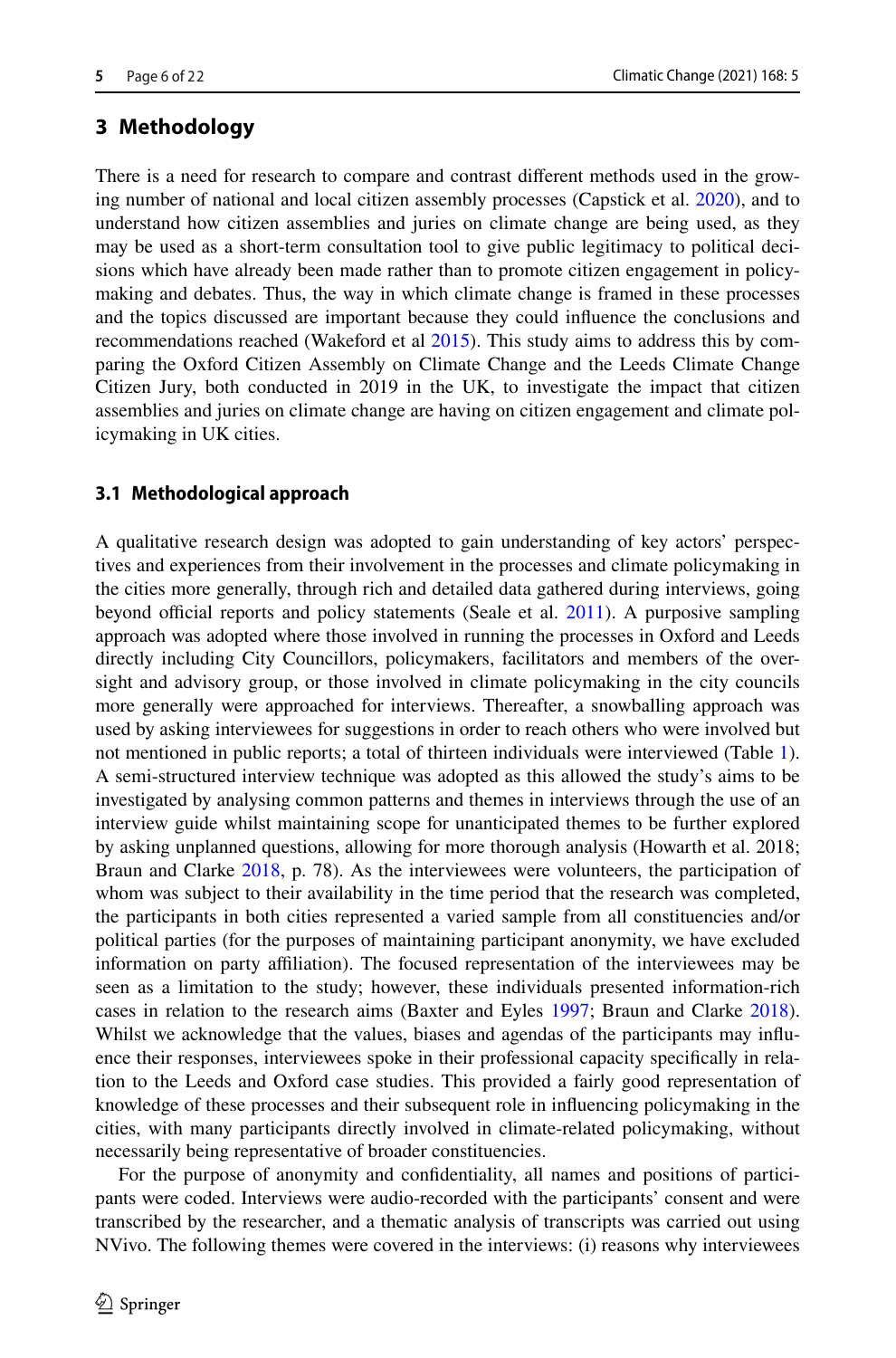## 3 Methodology

There is a need for research to compare and contrast different methods used in the growing number of national and local citizen assembly processes (Capstick et al. 2020), and to understand how citizen assemblies and juries on climate change are being used, as they may be used as a short-term consultation tool to give public legitimacy to political decisions which have already been made rather than to promote citizen engagement in policymaking and debates. Thus, the way in which climate change is framed in these processes and the topics discussed are important because they could influence the conclusions and recommendations reached (Wakeford et al 2015). This study aims to address this by comparing the Oxford Citizen Assembly on Climate Change and the Leeds Climate Change Citizen Jury, both conducted in 2019 in the UK, to investigate the impact that citizen assemblies and juries on climate change are having on citizen engagement and climate policymaking in UK cities.

### 3.1 Methodological approach

A qualitative research design was adopted to gain understanding of key actors' perspectives and experiences from their involvement in the processes and climate policymaking in the cities more generally, through rich and detailed data gathered during interviews, going beyond official reports and policy statements (Seale et al. 2011). A purposive sampling approach was adopted where those involved in running the processes in Oxford and Leeds directly including City Councillors, policymakers, facilitators and members of the oversight and advisory group, or those involved in climate policymaking in the city councils more generally were approached for interviews. Thereafter, a snowballing approach was used by asking interviewees for suggestions in order to reach others who were involved but not mentioned in public reports; a total of thirteen individuals were interviewed (Table 1). A semi-structured interview technique was adopted as this allowed the study's aims to be investigated by analysing common patterns and themes in interviews through the use of an interview guide whilst maintaining scope for unanticipated themes to be further explored by asking unplanned questions, allowing for more thorough analysis (Howarth et al. 2018; Braun and Clarke 2018, p. 78). As the interviewees were volunteers, the participation of whom was subject to their availability in the time period that the research was completed, the participants in both cities represented a varied sample from all constituencies and/or political parties (for the purposes of maintaining participant anonymity, we have excluded information on party affiliation). The focused representation of the interviewees may be seen as a limitation to the study; however, these individuals presented information-rich cases in relation to the research aims (Baxter and Eyles 1997; Braun and Clarke 2018). Whilst we acknowledge that the values, biases and agendas of the participants may influence their responses, interviewees spoke in their professional capacity specifically in relation to the Leeds and Oxford case studies. This provided a fairly good representation of knowledge of these processes and their subsequent role in influencing policymaking in the cities, with many participants directly involved in climate-related policymaking, without necessarily being representative of broader constituencies.

For the purpose of anonymity and confidentiality, all names and positions of participants were coded. Interviews were audio-recorded with the participants' consent and were transcribed by the researcher, and a thematic analysis of transcripts was carried out using NVivo. The following themes were covered in the interviews: (i) reasons why interviewees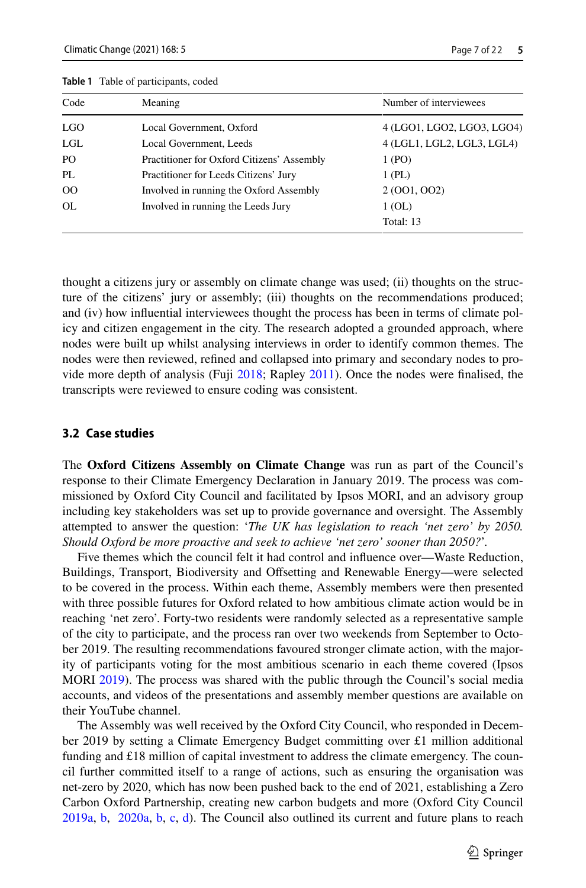**Table 1** Table of participants, coded

| Code | Meaning | Number of interviewees |
|---|---|---|
| LGO | Local Government, Oxford | 4 (LGO1, LGO2, LGO3, LGO4) |
| LGL | Local Government, Leeds | 4 (LGL1, LGL2, LGL3, LGL4) |
| PO | Practitioner for Oxford Citizens' Assembly | 1 (PO) |
| PL | Practitioner for Leeds Citizens' Jury | 1 (PL) |
| OO | Involved in running the Oxford Assembly | 2 (OO1, OO2) |
| OL | Involved in running the Leeds Jury | 1 (OL) |
| | | Total: 13 |

thought a citizens jury or assembly on climate change was used; (ii) thoughts on the structure of the citizens' jury or assembly; (iii) thoughts on the recommendations produced; and (iv) how influential interviewees thought the process has been in terms of climate policy and citizen engagement in the city. The research adopted a grounded approach, where nodes were built up whilst analysing interviews in order to identify common themes. The nodes were then reviewed, refined and collapsed into primary and secondary nodes to provide more depth of analysis (Fuji 2018; Rapley 2011). Once the nodes were finalised, the transcripts were reviewed to ensure coding was consistent.

### 3.2 Case studies

The **Oxford Citizens Assembly on Climate Change** was run as part of the Council's response to their Climate Emergency Declaration in January 2019. The process was commissioned by Oxford City Council and facilitated by Ipsos MORI, and an advisory group including key stakeholders was set up to provide governance and oversight. The Assembly attempted to answer the question: '*The UK has legislation to reach 'net zero' by 2050. Should Oxford be more proactive and seek to achieve 'net zero' sooner than 2050?*'.

Five themes which the council felt it had control and influence over—Waste Reduction, Buildings, Transport, Biodiversity and Offsetting and Renewable Energy—were selected to be covered in the process. Within each theme, Assembly members were then presented with three possible futures for Oxford related to how ambitious climate action would be in reaching 'net zero'. Forty-two residents were randomly selected as a representative sample of the city to participate, and the process ran over two weekends from September to October 2019. The resulting recommendations favoured stronger climate action, with the majority of participants voting for the most ambitious scenario in each theme covered (Ipsos MORI 2019). The process was shared with the public through the Council's social media accounts, and videos of the presentations and assembly member questions are available on their YouTube channel.

The Assembly was well received by the Oxford City Council, who responded in December 2019 by setting a Climate Emergency Budget committing over £1 million additional funding and £18 million of capital investment to address the climate emergency. The council further committed itself to a range of actions, such as ensuring the organisation was net-zero by 2020, which has now been pushed back to the end of 2021, establishing a Zero Carbon Oxford Partnership, creating new carbon budgets and more (Oxford City Council 2019a, b, 2020a, b, c, d). The Council also outlined its current and future plans to reach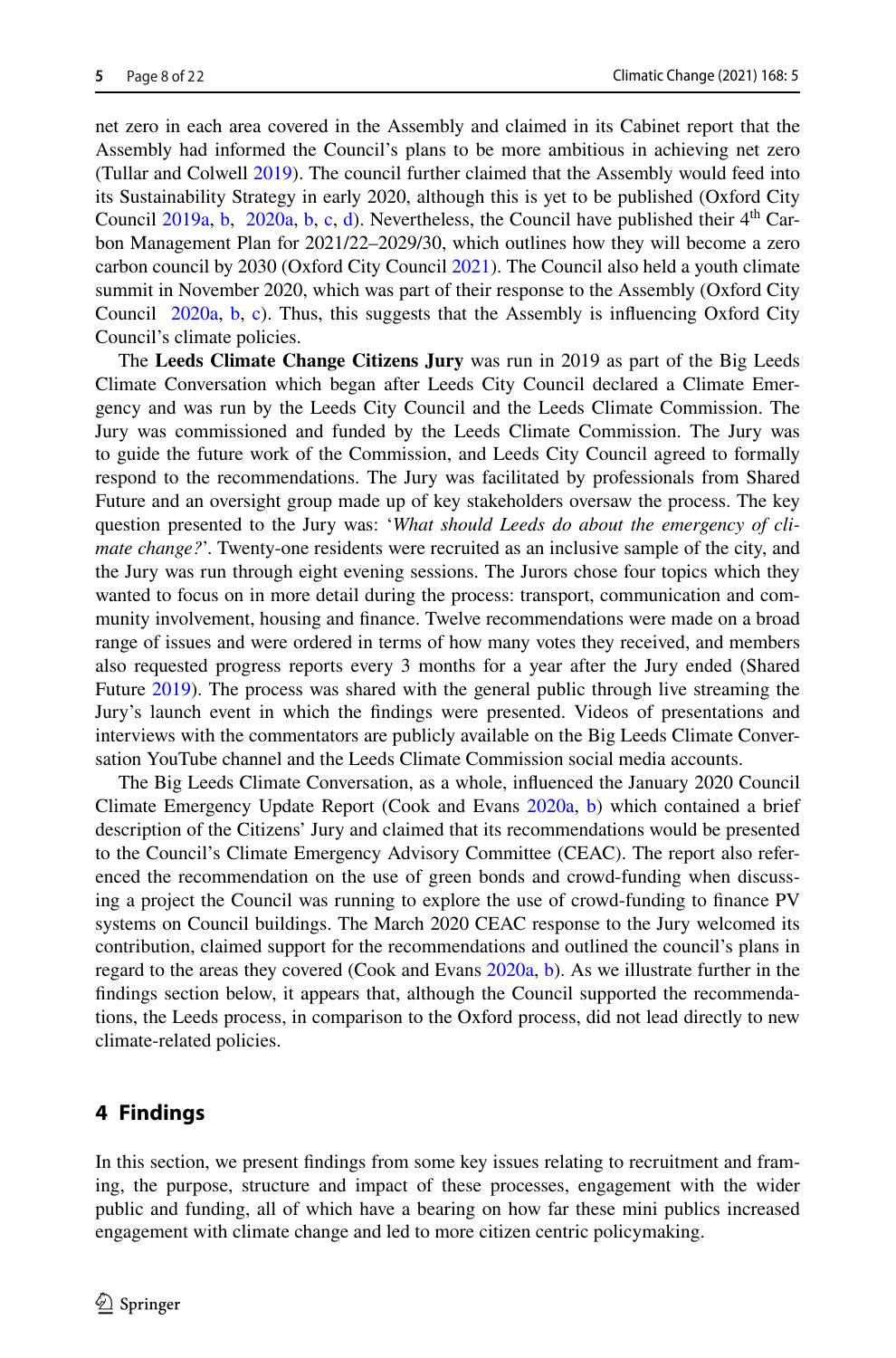net zero in each area covered in the Assembly and claimed in its Cabinet report that the Assembly had informed the Council's plans to be more ambitious in achieving net zero (Tullar and Colwell 2019). The council further claimed that the Assembly would feed into its Sustainability Strategy in early 2020, although this is yet to be published (Oxford City Council 2019a, b, 2020a, b, c, d). Nevertheless, the Council have published their 4th Carbon Management Plan for 2021/22–2029/30, which outlines how they will become a zero carbon council by 2030 (Oxford City Council 2021). The Council also held a youth climate summit in November 2020, which was part of their response to the Assembly (Oxford City Council 2020a, b, c). Thus, this suggests that the Assembly is influencing Oxford City Council's climate policies.

The **Leeds Climate Change Citizens Jury** was run in 2019 as part of the Big Leeds Climate Conversation which began after Leeds City Council declared a Climate Emergency and was run by the Leeds City Council and the Leeds Climate Commission. The Jury was commissioned and funded by the Leeds Climate Commission. The Jury was to guide the future work of the Commission, and Leeds City Council agreed to formally respond to the recommendations. The Jury was facilitated by professionals from Shared Future and an oversight group made up of key stakeholders oversaw the process. The key question presented to the Jury was: '*What should Leeds do about the emergency of climate change?*'. Twenty-one residents were recruited as an inclusive sample of the city, and the Jury was run through eight evening sessions. The Jurors chose four topics which they wanted to focus on in more detail during the process: transport, communication and community involvement, housing and finance. Twelve recommendations were made on a broad range of issues and were ordered in terms of how many votes they received, and members also requested progress reports every 3 months for a year after the Jury ended (Shared Future 2019). The process was shared with the general public through live streaming the Jury's launch event in which the findings were presented. Videos of presentations and interviews with the commentators are publicly available on the Big Leeds Climate Conversation YouTube channel and the Leeds Climate Commission social media accounts.

The Big Leeds Climate Conversation, as a whole, influenced the January 2020 Council Climate Emergency Update Report (Cook and Evans 2020a, b) which contained a brief description of the Citizens' Jury and claimed that its recommendations would be presented to the Council's Climate Emergency Advisory Committee (CEAC). The report also referenced the recommendation on the use of green bonds and crowd-funding when discussing a project the Council was running to explore the use of crowd-funding to finance PV systems on Council buildings. The March 2020 CEAC response to the Jury welcomed its contribution, claimed support for the recommendations and outlined the council's plans in regard to the areas they covered (Cook and Evans 2020a, b). As we illustrate further in the findings section below, it appears that, although the Council supported the recommendations, the Leeds process, in comparison to the Oxford process, did not lead directly to new climate-related policies.

## 4 Findings

In this section, we present findings from some key issues relating to recruitment and framing, the purpose, structure and impact of these processes, engagement with the wider public and funding, all of which have a bearing on how far these mini publics increased engagement with climate change and led to more citizen centric policymaking.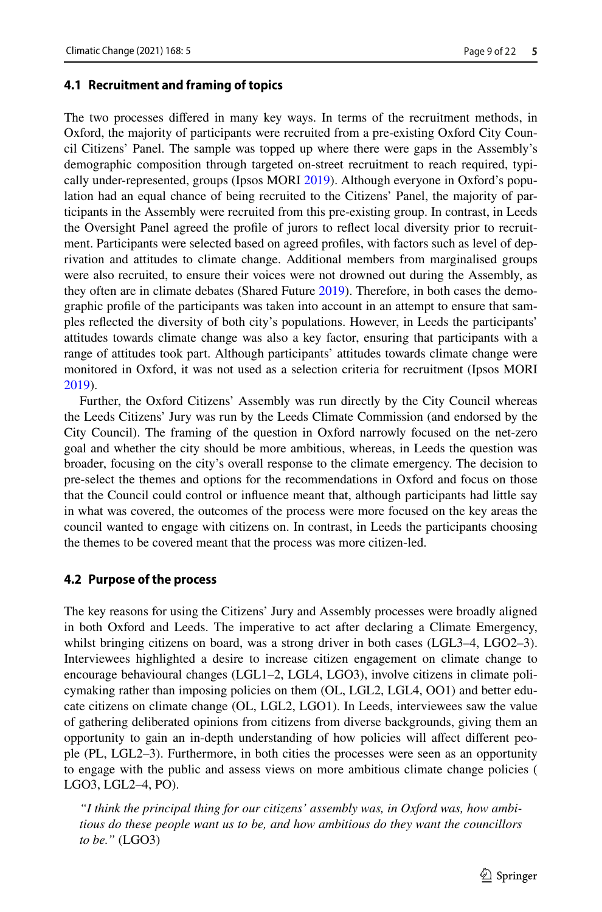### 4.1 Recruitment and framing of topics

The two processes differed in many key ways. In terms of the recruitment methods, in Oxford, the majority of participants were recruited from a pre-existing Oxford City Council Citizens' Panel. The sample was topped up where there were gaps in the Assembly's demographic composition through targeted on-street recruitment to reach required, typically under-represented, groups (Ipsos MORI 2019). Although everyone in Oxford's population had an equal chance of being recruited to the Citizens' Panel, the majority of participants in the Assembly were recruited from this pre-existing group. In contrast, in Leeds the Oversight Panel agreed the profile of jurors to reflect local diversity prior to recruitment. Participants were selected based on agreed profiles, with factors such as level of deprivation and attitudes to climate change. Additional members from marginalised groups were also recruited, to ensure their voices were not drowned out during the Assembly, as they often are in climate debates (Shared Future 2019). Therefore, in both cases the demographic profile of the participants was taken into account in an attempt to ensure that samples reflected the diversity of both city's populations. However, in Leeds the participants' attitudes towards climate change was also a key factor, ensuring that participants with a range of attitudes took part. Although participants' attitudes towards climate change were monitored in Oxford, it was not used as a selection criteria for recruitment (Ipsos MORI 2019).

Further, the Oxford Citizens' Assembly was run directly by the City Council whereas the Leeds Citizens' Jury was run by the Leeds Climate Commission (and endorsed by the City Council). The framing of the question in Oxford narrowly focused on the net-zero goal and whether the city should be more ambitious, whereas, in Leeds the question was broader, focusing on the city's overall response to the climate emergency. The decision to pre-select the themes and options for the recommendations in Oxford and focus on those that the Council could control or influence meant that, although participants had little say in what was covered, the outcomes of the process were more focused on the key areas the council wanted to engage with citizens on. In contrast, in Leeds the participants choosing the themes to be covered meant that the process was more citizen-led.

### 4.2 Purpose of the process

The key reasons for using the Citizens' Jury and Assembly processes were broadly aligned in both Oxford and Leeds. The imperative to act after declaring a Climate Emergency, whilst bringing citizens on board, was a strong driver in both cases (LGL3–4, LGO2–3). Interviewees highlighted a desire to increase citizen engagement on climate change to encourage behavioural changes (LGL1–2, LGL4, LGO3), involve citizens in climate policymaking rather than imposing policies on them (OL, LGL2, LGL4, OO1) and better educate citizens on climate change (OL, LGL2, LGO1). In Leeds, interviewees saw the value of gathering deliberated opinions from citizens from diverse backgrounds, giving them an opportunity to gain an in-depth understanding of how policies will affect different people (PL, LGL2–3). Furthermore, in both cities the processes were seen as an opportunity to engage with the public and assess views on more ambitious climate change policies ( LGO3, LGL2–4, PO).

> *"I think the principal thing for our citizens' assembly was, in Oxford was, how ambitious do these people want us to be, and how ambitious do they want the councillors to be."* (LGO3)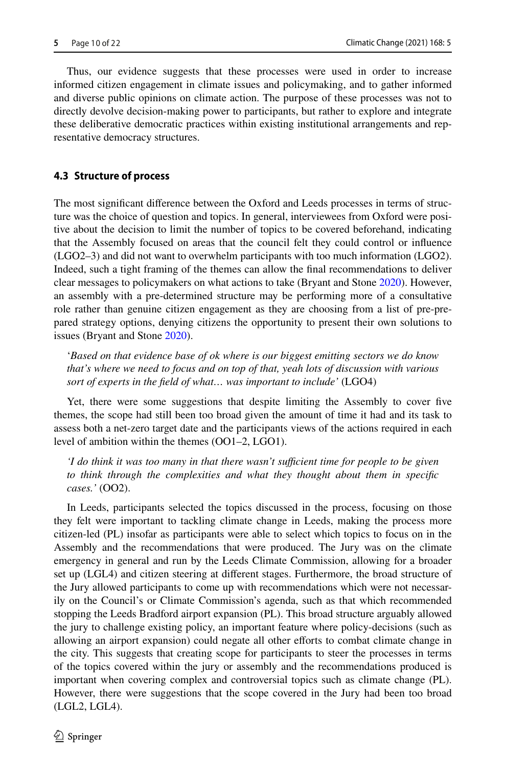Thus, our evidence suggests that these processes were used in order to increase informed citizen engagement in climate issues and policymaking, and to gather informed and diverse public opinions on climate action. The purpose of these processes was not to directly devolve decision-making power to participants, but rather to explore and integrate these deliberative democratic practices within existing institutional arrangements and representative democracy structures.

### 4.3 Structure of process

The most significant difference between the Oxford and Leeds processes in terms of structure was the choice of question and topics. In general, interviewees from Oxford were positive about the decision to limit the number of topics to be covered beforehand, indicating that the Assembly focused on areas that the council felt they could control or influence (LGO2–3) and did not want to overwhelm participants with too much information (LGO2). Indeed, such a tight framing of the themes can allow the final recommendations to deliver clear messages to policymakers on what actions to take (Bryant and Stone 2020). However, an assembly with a pre-determined structure may be performing more of a consultative role rather than genuine citizen engagement as they are choosing from a list of pre-prepared strategy options, denying citizens the opportunity to present their own solutions to issues (Bryant and Stone 2020).

> '*Based on that evidence base of ok where is our biggest emitting sectors we do know that's where we need to focus and on top of that, yeah lots of discussion with various sort of experts in the field of what… was important to include'* (LGO4)

Yet, there were some suggestions that despite limiting the Assembly to cover five themes, the scope had still been too broad given the amount of time it had and its task to assess both a net-zero target date and the participants views of the actions required in each level of ambition within the themes (OO1–2, LGO1).

> *'I do think it was too many in that there wasn't sufficient time for people to be given to think through the complexities and what they thought about them in specific cases.'* (OO2).

In Leeds, participants selected the topics discussed in the process, focusing on those they felt were important to tackling climate change in Leeds, making the process more citizen-led (PL) insofar as participants were able to select which topics to focus on in the Assembly and the recommendations that were produced. The Jury was on the climate emergency in general and run by the Leeds Climate Commission, allowing for a broader set up (LGL4) and citizen steering at different stages. Furthermore, the broad structure of the Jury allowed participants to come up with recommendations which were not necessarily on the Council's or Climate Commission's agenda, such as that which recommended stopping the Leeds Bradford airport expansion (PL). This broad structure arguably allowed the jury to challenge existing policy, an important feature where policy-decisions (such as allowing an airport expansion) could negate all other efforts to combat climate change in the city. This suggests that creating scope for participants to steer the processes in terms of the topics covered within the jury or assembly and the recommendations produced is important when covering complex and controversial topics such as climate change (PL). However, there were suggestions that the scope covered in the Jury had been too broad (LGL2, LGL4).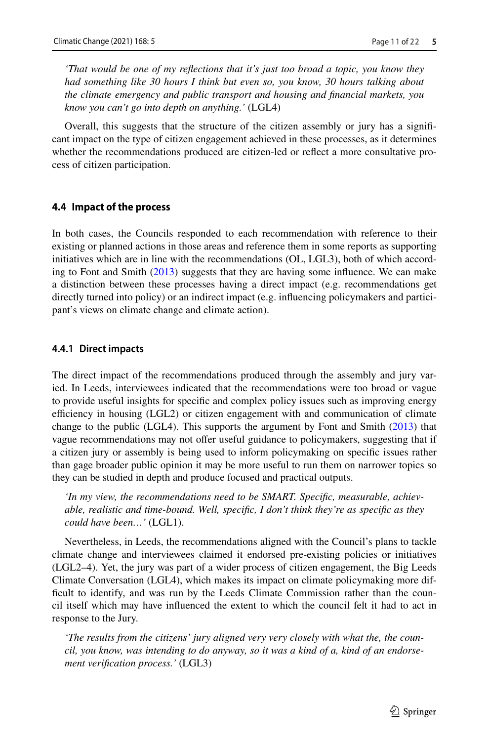*'That would be one of my reflections that it's just too broad a topic, you know they had something like 30 hours I think but even so, you know, 30 hours talking about the climate emergency and public transport and housing and financial markets, you know you can't go into depth on anything.'* (LGL4)

Overall, this suggests that the structure of the citizen assembly or jury has a significant impact on the type of citizen engagement achieved in these processes, as it determines whether the recommendations produced are citizen-led or reflect a more consultative process of citizen participation.

### 4.4 Impact of the process

In both cases, the Councils responded to each recommendation with reference to their existing or planned actions in those areas and reference them in some reports as supporting initiatives which are in line with the recommendations (OL, LGL3), both of which according to Font and Smith (2013) suggests that they are having some influence. We can make a distinction between these processes having a direct impact (e.g. recommendations get directly turned into policy) or an indirect impact (e.g. influencing policymakers and participant's views on climate change and climate action).

#### 4.4.1 Direct impacts

The direct impact of the recommendations produced through the assembly and jury varied. In Leeds, interviewees indicated that the recommendations were too broad or vague to provide useful insights for specific and complex policy issues such as improving energy efficiency in housing (LGL2) or citizen engagement with and communication of climate change to the public (LGL4). This supports the argument by Font and Smith (2013) that vague recommendations may not offer useful guidance to policymakers, suggesting that if a citizen jury or assembly is being used to inform policymaking on specific issues rather than gage broader public opinion it may be more useful to run them on narrower topics so they can be studied in depth and produce focused and practical outputs.

*'In my view, the recommendations need to be SMART. Specific, measurable, achievable, realistic and time-bound. Well, specific, I don't think they're as specific as they could have been…'* (LGL1).

Nevertheless, in Leeds, the recommendations aligned with the Council's plans to tackle climate change and interviewees claimed it endorsed pre-existing policies or initiatives (LGL2–4). Yet, the jury was part of a wider process of citizen engagement, the Big Leeds Climate Conversation (LGL4), which makes its impact on climate policymaking more difficult to identify, and was run by the Leeds Climate Commission rather than the council itself which may have influenced the extent to which the council felt it had to act in response to the Jury.

*'The results from the citizens' jury aligned very very closely with what the, the council, you know, was intending to do anyway, so it was a kind of a, kind of an endorsement verification process.'* (LGL3)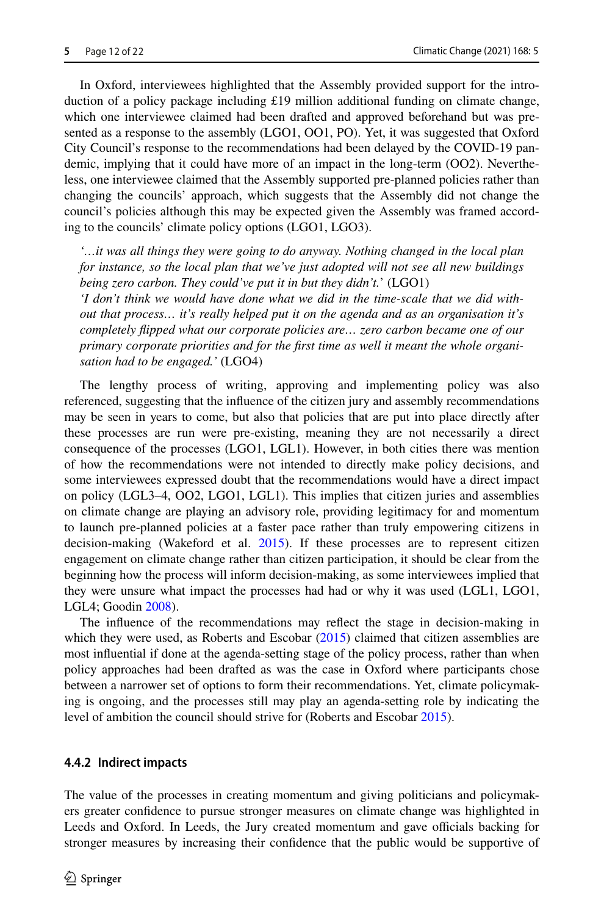In Oxford, interviewees highlighted that the Assembly provided support for the introduction of a policy package including £19 million additional funding on climate change, which one interviewee claimed had been drafted and approved beforehand but was presented as a response to the assembly (LGO1, OO1, PO). Yet, it was suggested that Oxford City Council's response to the recommendations had been delayed by the COVID-19 pandemic, implying that it could have more of an impact in the long-term (OO2). Nevertheless, one interviewee claimed that the Assembly supported pre-planned policies rather than changing the councils' approach, which suggests that the Assembly did not change the council's policies although this may be expected given the Assembly was framed according to the councils' climate policy options (LGO1, LGO3).

> *'…it was all things they were going to do anyway. Nothing changed in the local plan for instance, so the local plan that we've just adopted will not see all new buildings being zero carbon. They could've put it in but they didn't.'* (LGO1)
>
> *'I don't think we would have done what we did in the time-scale that we did without that process… it's really helped put it on the agenda and as an organisation it's completely flipped what our corporate policies are… zero carbon became one of our primary corporate priorities and for the first time as well it meant the whole organisation had to be engaged.'* (LGO4)

The lengthy process of writing, approving and implementing policy was also referenced, suggesting that the influence of the citizen jury and assembly recommendations may be seen in years to come, but also that policies that are put into place directly after these processes are run were pre-existing, meaning they are not necessarily a direct consequence of the processes (LGO1, LGL1). However, in both cities there was mention of how the recommendations were not intended to directly make policy decisions, and some interviewees expressed doubt that the recommendations would have a direct impact on policy (LGL3–4, OO2, LGO1, LGL1). This implies that citizen juries and assemblies on climate change are playing an advisory role, providing legitimacy for and momentum to launch pre-planned policies at a faster pace rather than truly empowering citizens in decision-making (Wakeford et al. 2015). If these processes are to represent citizen engagement on climate change rather than citizen participation, it should be clear from the beginning how the process will inform decision-making, as some interviewees implied that they were unsure what impact the processes had had or why it was used (LGL1, LGO1, LGL4; Goodin 2008).

The influence of the recommendations may reflect the stage in decision-making in which they were used, as Roberts and Escobar (2015) claimed that citizen assemblies are most influential if done at the agenda-setting stage of the policy process, rather than when policy approaches had been drafted as was the case in Oxford where participants chose between a narrower set of options to form their recommendations. Yet, climate policymaking is ongoing, and the processes still may play an agenda-setting role by indicating the level of ambition the council should strive for (Roberts and Escobar 2015).

#### 4.4.2 Indirect impacts

The value of the processes in creating momentum and giving politicians and policymakers greater confidence to pursue stronger measures on climate change was highlighted in Leeds and Oxford. In Leeds, the Jury created momentum and gave officials backing for stronger measures by increasing their confidence that the public would be supportive of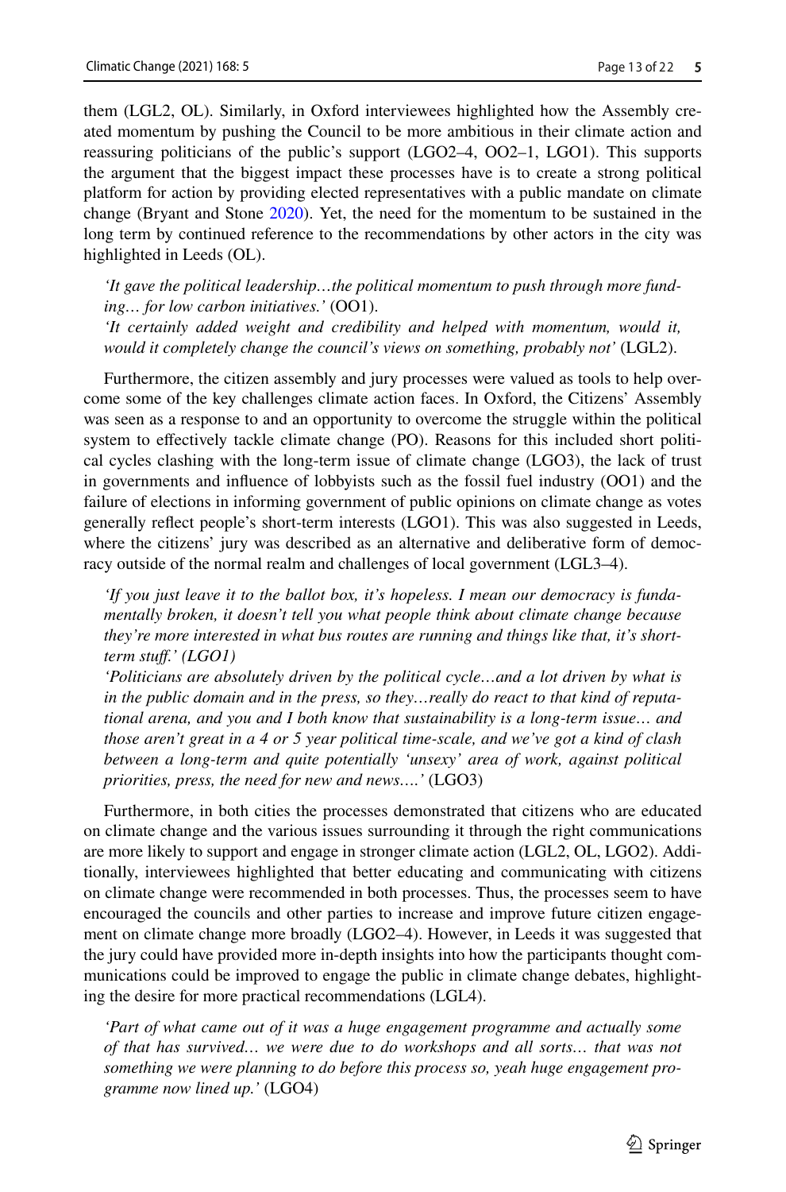them (LGL2, OL). Similarly, in Oxford interviewees highlighted how the Assembly created momentum by pushing the Council to be more ambitious in their climate action and reassuring politicians of the public's support (LGO2–4, OO2–1, LGO1). This supports the argument that the biggest impact these processes have is to create a strong political platform for action by providing elected representatives with a public mandate on climate change (Bryant and Stone 2020). Yet, the need for the momentum to be sustained in the long term by continued reference to the recommendations by other actors in the city was highlighted in Leeds (OL).

> *'It gave the political leadership…the political momentum to push through more funding… for low carbon initiatives.'* (OO1).
>
> *'It certainly added weight and credibility and helped with momentum, would it, would it completely change the council's views on something, probably not'* (LGL2).

Furthermore, the citizen assembly and jury processes were valued as tools to help overcome some of the key challenges climate action faces. In Oxford, the Citizens' Assembly was seen as a response to and an opportunity to overcome the struggle within the political system to effectively tackle climate change (PO). Reasons for this included short political cycles clashing with the long-term issue of climate change (LGO3), the lack of trust in governments and influence of lobbyists such as the fossil fuel industry (OO1) and the failure of elections in informing government of public opinions on climate change as votes generally reflect people's short-term interests (LGO1). This was also suggested in Leeds, where the citizens' jury was described as an alternative and deliberative form of democracy outside of the normal realm and challenges of local government (LGL3–4).

> *'If you just leave it to the ballot box, it's hopeless. I mean our democracy is fundamentally broken, it doesn't tell you what people think about climate change because they're more interested in what bus routes are running and things like that, it's short-term stuff.' (LGO1)*
>
> *'Politicians are absolutely driven by the political cycle…and a lot driven by what is in the public domain and in the press, so they…really do react to that kind of reputational arena, and you and I both know that sustainability is a long-term issue… and those aren't great in a 4 or 5 year political time-scale, and we've got a kind of clash between a long-term and quite potentially 'unsexy' area of work, against political priorities, press, the need for new and news….'* (LGO3)

Furthermore, in both cities the processes demonstrated that citizens who are educated on climate change and the various issues surrounding it through the right communications are more likely to support and engage in stronger climate action (LGL2, OL, LGO2). Additionally, interviewees highlighted that better educating and communicating with citizens on climate change were recommended in both processes. Thus, the processes seem to have encouraged the councils and other parties to increase and improve future citizen engagement on climate change more broadly (LGO2–4). However, in Leeds it was suggested that the jury could have provided more in-depth insights into how the participants thought communications could be improved to engage the public in climate change debates, highlighting the desire for more practical recommendations (LGL4).

> *'Part of what came out of it was a huge engagement programme and actually some of that has survived… we were due to do workshops and all sorts… that was not something we were planning to do before this process so, yeah huge engagement programme now lined up.'* (LGO4)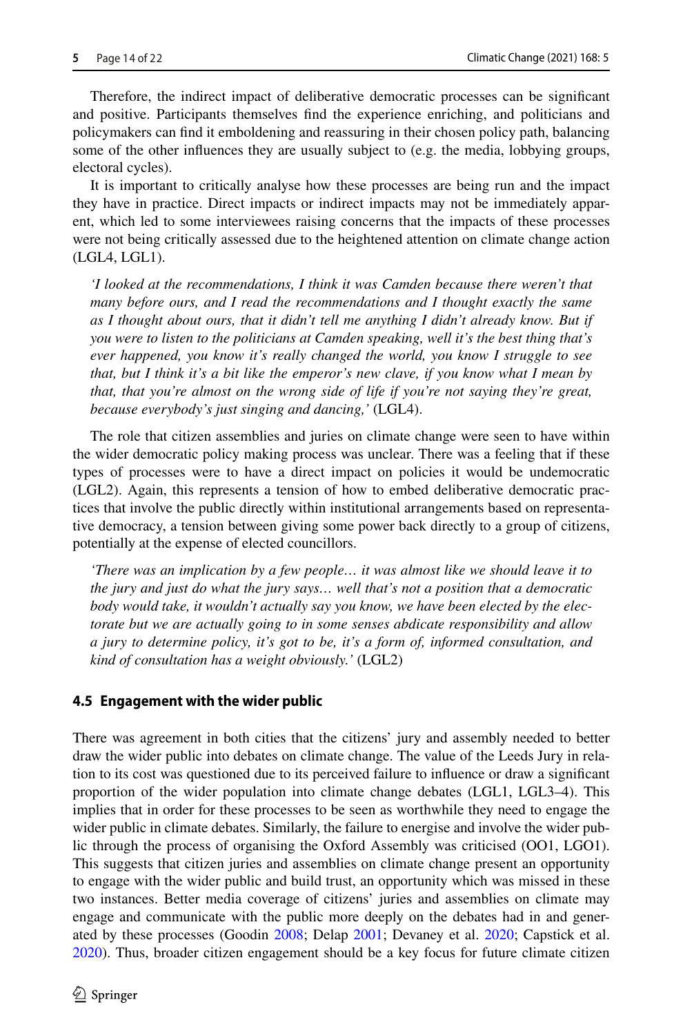Therefore, the indirect impact of deliberative democratic processes can be significant and positive. Participants themselves find the experience enriching, and politicians and policymakers can find it emboldening and reassuring in their chosen policy path, balancing some of the other influences they are usually subject to (e.g. the media, lobbying groups, electoral cycles).

It is important to critically analyse how these processes are being run and the impact they have in practice. Direct impacts or indirect impacts may not be immediately apparent, which led to some interviewees raising concerns that the impacts of these processes were not being critically assessed due to the heightened attention on climate change action (LGL4, LGL1).

> *'I looked at the recommendations, I think it was Camden because there weren't that many before ours, and I read the recommendations and I thought exactly the same as I thought about ours, that it didn't tell me anything I didn't already know. But if you were to listen to the politicians at Camden speaking, well it's the best thing that's ever happened, you know it's really changed the world, you know I struggle to see that, but I think it's a bit like the emperor's new clave, if you know what I mean by that, that you're almost on the wrong side of life if you're not saying they're great, because everybody's just singing and dancing,'* (LGL4).

The role that citizen assemblies and juries on climate change were seen to have within the wider democratic policy making process was unclear. There was a feeling that if these types of processes were to have a direct impact on policies it would be undemocratic (LGL2). Again, this represents a tension of how to embed deliberative democratic practices that involve the public directly within institutional arrangements based on representative democracy, a tension between giving some power back directly to a group of citizens, potentially at the expense of elected councillors.

> *'There was an implication by a few people… it was almost like we should leave it to the jury and just do what the jury says… well that's not a position that a democratic body would take, it wouldn't actually say you know, we have been elected by the electorate but we are actually going to in some senses abdicate responsibility and allow a jury to determine policy, it's got to be, it's a form of, informed consultation, and kind of consultation has a weight obviously.'* (LGL2)

### 4.5 Engagement with the wider public

There was agreement in both cities that the citizens' jury and assembly needed to better draw the wider public into debates on climate change. The value of the Leeds Jury in relation to its cost was questioned due to its perceived failure to influence or draw a significant proportion of the wider population into climate change debates (LGL1, LGL3–4). This implies that in order for these processes to be seen as worthwhile they need to engage the wider public in climate debates. Similarly, the failure to energise and involve the wider public through the process of organising the Oxford Assembly was criticised (OO1, LGO1). This suggests that citizen juries and assemblies on climate change present an opportunity to engage with the wider public and build trust, an opportunity which was missed in these two instances. Better media coverage of citizens' juries and assemblies on climate may engage and communicate with the public more deeply on the debates had in and generated by these processes (Goodin 2008; Delap 2001; Devaney et al. 2020; Capstick et al. 2020). Thus, broader citizen engagement should be a key focus for future climate citizen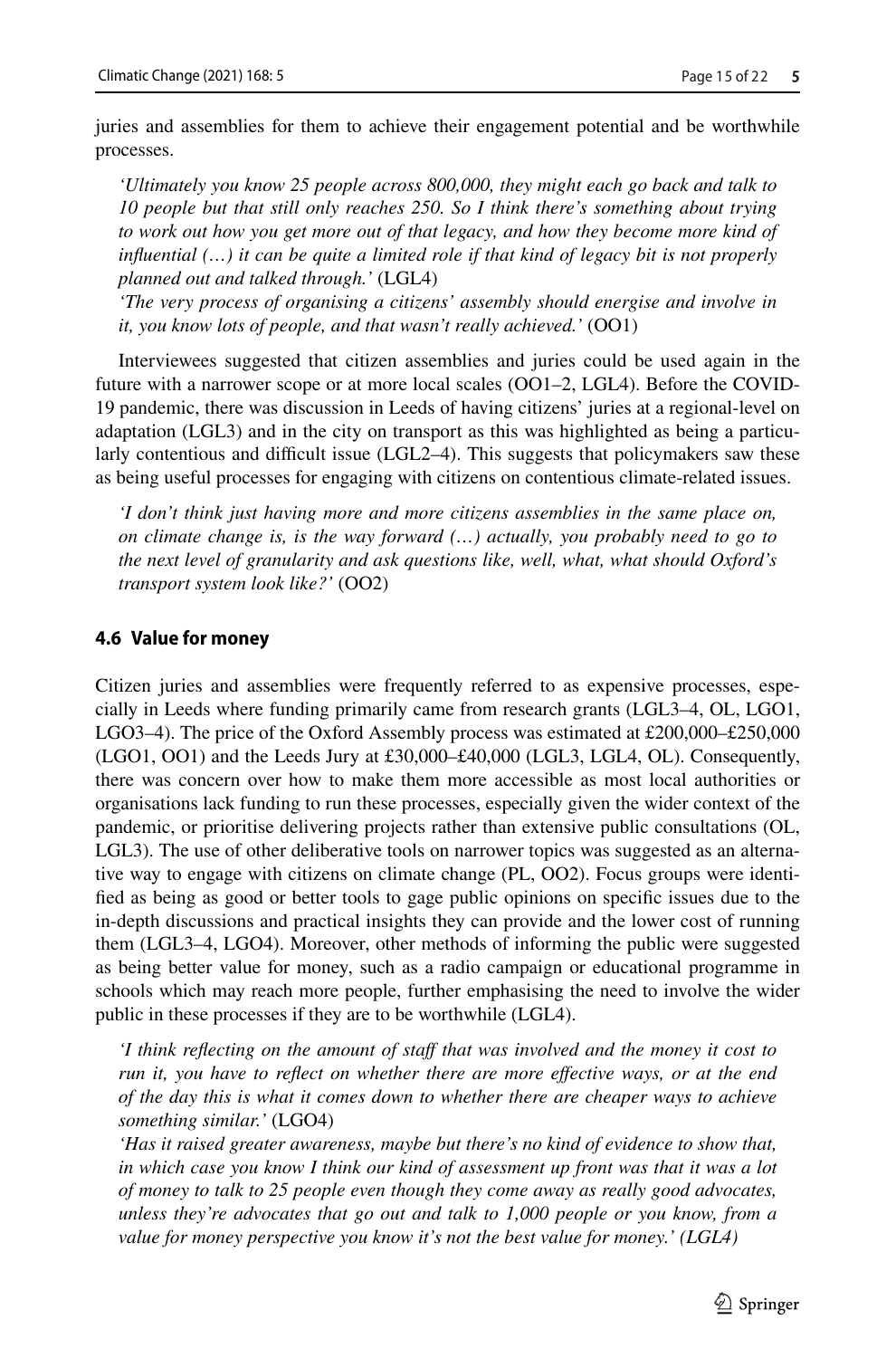juries and assemblies for them to achieve their engagement potential and be worthwhile processes.

> *'Ultimately you know 25 people across 800,000, they might each go back and talk to 10 people but that still only reaches 250. So I think there's something about trying to work out how you get more out of that legacy, and how they become more kind of influential (…) it can be quite a limited role if that kind of legacy bit is not properly planned out and talked through.'* (LGL4)
>
> *'The very process of organising a citizens' assembly should energise and involve in it, you know lots of people, and that wasn't really achieved.'* (OO1)

Interviewees suggested that citizen assemblies and juries could be used again in the future with a narrower scope or at more local scales (OO1–2, LGL4). Before the COVID-19 pandemic, there was discussion in Leeds of having citizens' juries at a regional-level on adaptation (LGL3) and in the city on transport as this was highlighted as being a particularly contentious and difficult issue (LGL2–4). This suggests that policymakers saw these as being useful processes for engaging with citizens on contentious climate-related issues.

> *'I don't think just having more and more citizens assemblies in the same place on, on climate change is, is the way forward (…) actually, you probably need to go to the next level of granularity and ask questions like, well, what, what should Oxford's transport system look like?'* (OO2)

### 4.6 Value for money

Citizen juries and assemblies were frequently referred to as expensive processes, especially in Leeds where funding primarily came from research grants (LGL3–4, OL, LGO1, LGO3–4). The price of the Oxford Assembly process was estimated at £200,000–£250,000 (LGO1, OO1) and the Leeds Jury at £30,000–£40,000 (LGL3, LGL4, OL). Consequently, there was concern over how to make them more accessible as most local authorities or organisations lack funding to run these processes, especially given the wider context of the pandemic, or prioritise delivering projects rather than extensive public consultations (OL, LGL3). The use of other deliberative tools on narrower topics was suggested as an alternative way to engage with citizens on climate change (PL, OO2). Focus groups were identified as being as good or better tools to gage public opinions on specific issues due to the in-depth discussions and practical insights they can provide and the lower cost of running them (LGL3–4, LGO4). Moreover, other methods of informing the public were suggested as being better value for money, such as a radio campaign or educational programme in schools which may reach more people, further emphasising the need to involve the wider public in these processes if they are to be worthwhile (LGL4).

> *'I think reflecting on the amount of staff that was involved and the money it cost to run it, you have to reflect on whether there are more effective ways, or at the end of the day this is what it comes down to whether there are cheaper ways to achieve something similar.'* (LGO4)
>
> *'Has it raised greater awareness, maybe but there's no kind of evidence to show that, in which case you know I think our kind of assessment up front was that it was a lot of money to talk to 25 people even though they come away as really good advocates, unless they're advocates that go out and talk to 1,000 people or you know, from a value for money perspective you know it's not the best value for money.' (LGL4)*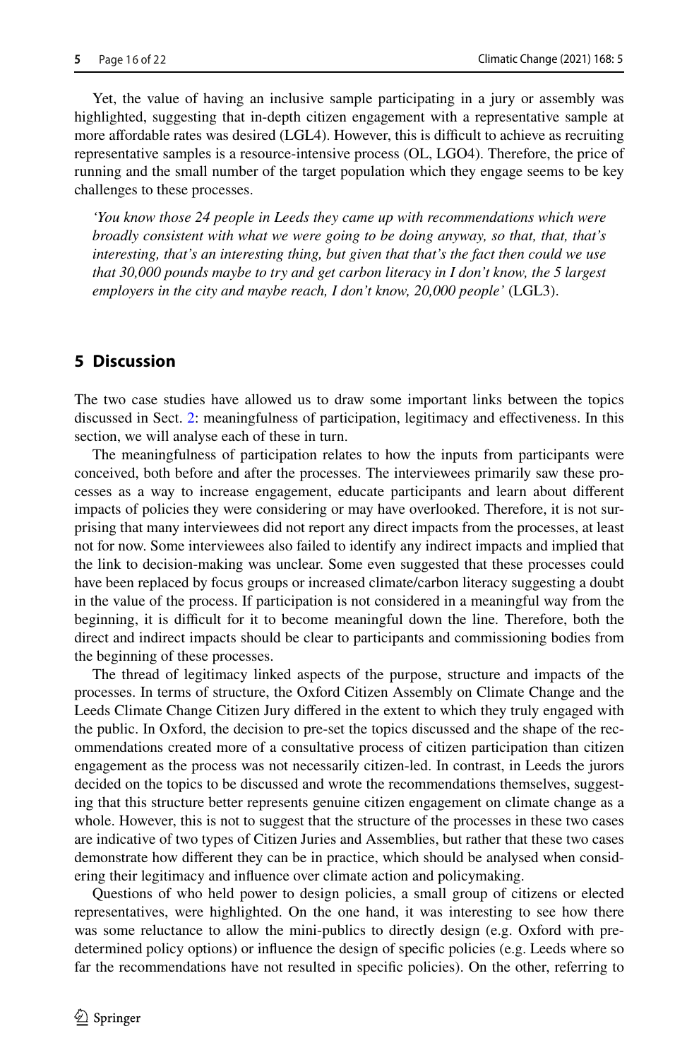Yet, the value of having an inclusive sample participating in a jury or assembly was highlighted, suggesting that in-depth citizen engagement with a representative sample at more affordable rates was desired (LGL4). However, this is difficult to achieve as recruiting representative samples is a resource-intensive process (OL, LGO4). Therefore, the price of running and the small number of the target population which they engage seems to be key challenges to these processes.

> *'You know those 24 people in Leeds they came up with recommendations which were broadly consistent with what we were going to be doing anyway, so that, that, that's interesting, that's an interesting thing, but given that that's the fact then could we use that 30,000 pounds maybe to try and get carbon literacy in I don't know, the 5 largest employers in the city and maybe reach, I don't know, 20,000 people'* (LGL3).

## 5 Discussion

The two case studies have allowed us to draw some important links between the topics discussed in Sect. 2: meaningfulness of participation, legitimacy and effectiveness. In this section, we will analyse each of these in turn.

The meaningfulness of participation relates to how the inputs from participants were conceived, both before and after the processes. The interviewees primarily saw these processes as a way to increase engagement, educate participants and learn about different impacts of policies they were considering or may have overlooked. Therefore, it is not surprising that many interviewees did not report any direct impacts from the processes, at least not for now. Some interviewees also failed to identify any indirect impacts and implied that the link to decision-making was unclear. Some even suggested that these processes could have been replaced by focus groups or increased climate/carbon literacy suggesting a doubt in the value of the process. If participation is not considered in a meaningful way from the beginning, it is difficult for it to become meaningful down the line. Therefore, both the direct and indirect impacts should be clear to participants and commissioning bodies from the beginning of these processes.

The thread of legitimacy linked aspects of the purpose, structure and impacts of the processes. In terms of structure, the Oxford Citizen Assembly on Climate Change and the Leeds Climate Change Citizen Jury differed in the extent to which they truly engaged with the public. In Oxford, the decision to pre-set the topics discussed and the shape of the recommendations created more of a consultative process of citizen participation than citizen engagement as the process was not necessarily citizen-led. In contrast, in Leeds the jurors decided on the topics to be discussed and wrote the recommendations themselves, suggesting that this structure better represents genuine citizen engagement on climate change as a whole. However, this is not to suggest that the structure of the processes in these two cases are indicative of two types of Citizen Juries and Assemblies, but rather that these two cases demonstrate how different they can be in practice, which should be analysed when considering their legitimacy and influence over climate action and policymaking.

Questions of who held power to design policies, a small group of citizens or elected representatives, were highlighted. On the one hand, it was interesting to see how there was some reluctance to allow the mini-publics to directly design (e.g. Oxford with predetermined policy options) or influence the design of specific policies (e.g. Leeds where so far the recommendations have not resulted in specific policies). On the other, referring to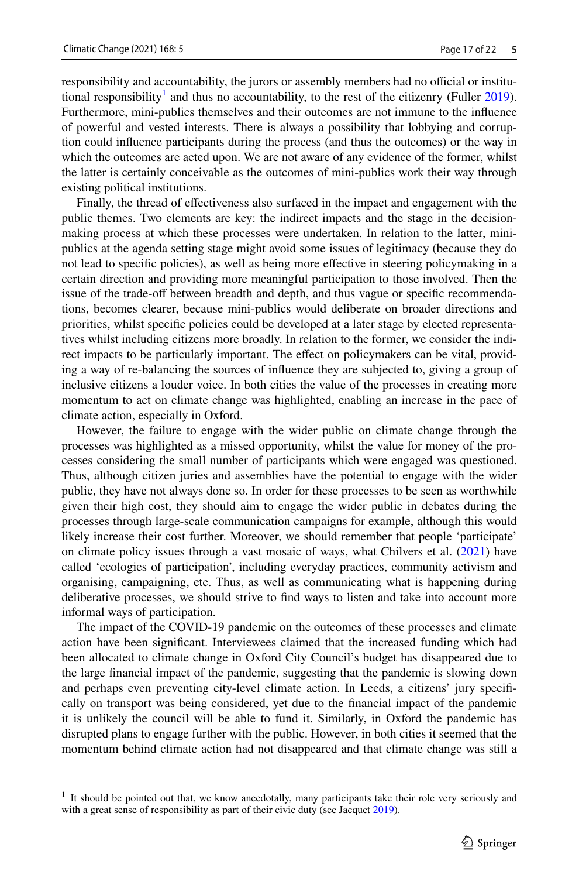responsibility and accountability, the jurors or assembly members had no official or institutional responsibility[1] and thus no accountability, to the rest of the citizenry (Fuller 2019). Furthermore, mini-publics themselves and their outcomes are not immune to the influence of powerful and vested interests. There is always a possibility that lobbying and corruption could influence participants during the process (and thus the outcomes) or the way in which the outcomes are acted upon. We are not aware of any evidence of the former, whilst the latter is certainly conceivable as the outcomes of mini-publics work their way through existing political institutions.

Finally, the thread of effectiveness also surfaced in the impact and engagement with the public themes. Two elements are key: the indirect impacts and the stage in the decision-making process at which these processes were undertaken. In relation to the latter, mini-publics at the agenda setting stage might avoid some issues of legitimacy (because they do not lead to specific policies), as well as being more effective in steering policymaking in a certain direction and providing more meaningful participation to those involved. Then the issue of the trade-off between breadth and depth, and thus vague or specific recommendations, becomes clearer, because mini-publics would deliberate on broader directions and priorities, whilst specific policies could be developed at a later stage by elected representatives whilst including citizens more broadly. In relation to the former, we consider the indirect impacts to be particularly important. The effect on policymakers can be vital, providing a way of re-balancing the sources of influence they are subjected to, giving a group of inclusive citizens a louder voice. In both cities the value of the processes in creating more momentum to act on climate change was highlighted, enabling an increase in the pace of climate action, especially in Oxford.

However, the failure to engage with the wider public on climate change through the processes was highlighted as a missed opportunity, whilst the value for money of the processes considering the small number of participants which were engaged was questioned. Thus, although citizen juries and assemblies have the potential to engage with the wider public, they have not always done so. In order for these processes to be seen as worthwhile given their high cost, they should aim to engage the wider public in debates during the processes through large-scale communication campaigns for example, although this would likely increase their cost further. Moreover, we should remember that people 'participate' on climate policy issues through a vast mosaic of ways, what Chilvers et al. (2021) have called 'ecologies of participation', including everyday practices, community activism and organising, campaigning, etc. Thus, as well as communicating what is happening during deliberative processes, we should strive to find ways to listen and take into account more informal ways of participation.

The impact of the COVID-19 pandemic on the outcomes of these processes and climate action have been significant. Interviewees claimed that the increased funding which had been allocated to climate change in Oxford City Council's budget has disappeared due to the large financial impact of the pandemic, suggesting that the pandemic is slowing down and perhaps even preventing city-level climate action. In Leeds, a citizens' jury specifically on transport was being considered, yet due to the financial impact of the pandemic it is unlikely the council will be able to fund it. Similarly, in Oxford the pandemic has disrupted plans to engage further with the public. However, in both cities it seemed that the momentum behind climate action had not disappeared and that climate change was still a

[1] It should be pointed out that, we know anecdotally, many participants take their role very seriously and with a great sense of responsibility as part of their civic duty (see Jacquet 2019).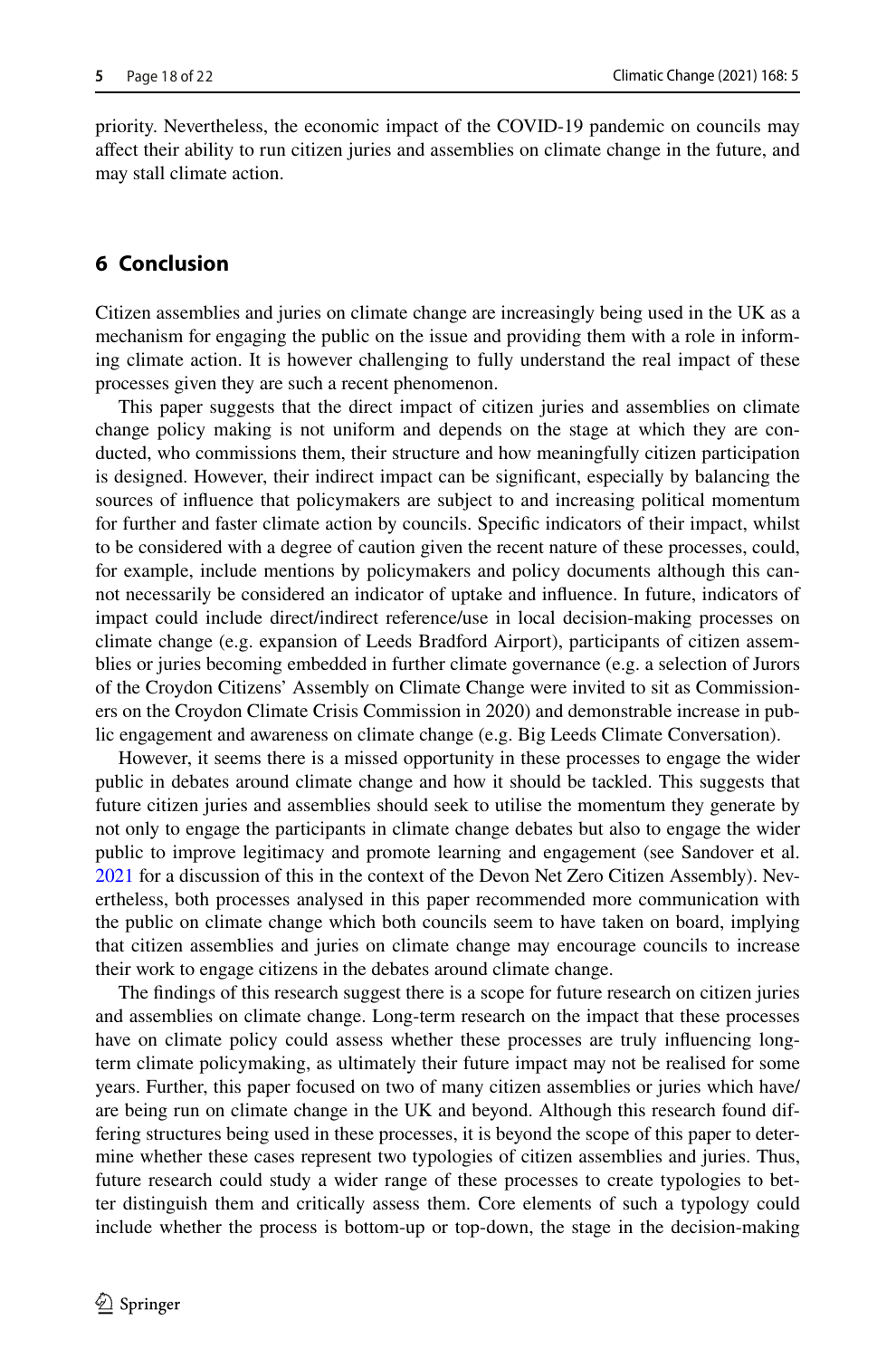priority. Nevertheless, the economic impact of the COVID-19 pandemic on councils may affect their ability to run citizen juries and assemblies on climate change in the future, and may stall climate action.

## 6 Conclusion

Citizen assemblies and juries on climate change are increasingly being used in the UK as a mechanism for engaging the public on the issue and providing them with a role in informing climate action. It is however challenging to fully understand the real impact of these processes given they are such a recent phenomenon.

This paper suggests that the direct impact of citizen juries and assemblies on climate change policy making is not uniform and depends on the stage at which they are conducted, who commissions them, their structure and how meaningfully citizen participation is designed. However, their indirect impact can be significant, especially by balancing the sources of influence that policymakers are subject to and increasing political momentum for further and faster climate action by councils. Specific indicators of their impact, whilst to be considered with a degree of caution given the recent nature of these processes, could, for example, include mentions by policymakers and policy documents although this cannot necessarily be considered an indicator of uptake and influence. In future, indicators of impact could include direct/indirect reference/use in local decision-making processes on climate change (e.g. expansion of Leeds Bradford Airport), participants of citizen assemblies or juries becoming embedded in further climate governance (e.g. a selection of Jurors of the Croydon Citizens' Assembly on Climate Change were invited to sit as Commissioners on the Croydon Climate Crisis Commission in 2020) and demonstrable increase in public engagement and awareness on climate change (e.g. Big Leeds Climate Conversation).

However, it seems there is a missed opportunity in these processes to engage the wider public in debates around climate change and how it should be tackled. This suggests that future citizen juries and assemblies should seek to utilise the momentum they generate by not only to engage the participants in climate change debates but also to engage the wider public to improve legitimacy and promote learning and engagement (see Sandover et al. 2021 for a discussion of this in the context of the Devon Net Zero Citizen Assembly). Nevertheless, both processes analysed in this paper recommended more communication with the public on climate change which both councils seem to have taken on board, implying that citizen assemblies and juries on climate change may encourage councils to increase their work to engage citizens in the debates around climate change.

The findings of this research suggest there is a scope for future research on citizen juries and assemblies on climate change. Long-term research on the impact that these processes have on climate policy could assess whether these processes are truly influencing long-term climate policymaking, as ultimately their future impact may not be realised for some years. Further, this paper focused on two of many citizen assemblies or juries which have/are being run on climate change in the UK and beyond. Although this research found differing structures being used in these processes, it is beyond the scope of this paper to determine whether these cases represent two typologies of citizen assemblies and juries. Thus, future research could study a wider range of these processes to create typologies to better distinguish them and critically assess them. Core elements of such a typology could include whether the process is bottom-up or top-down, the stage in the decision-making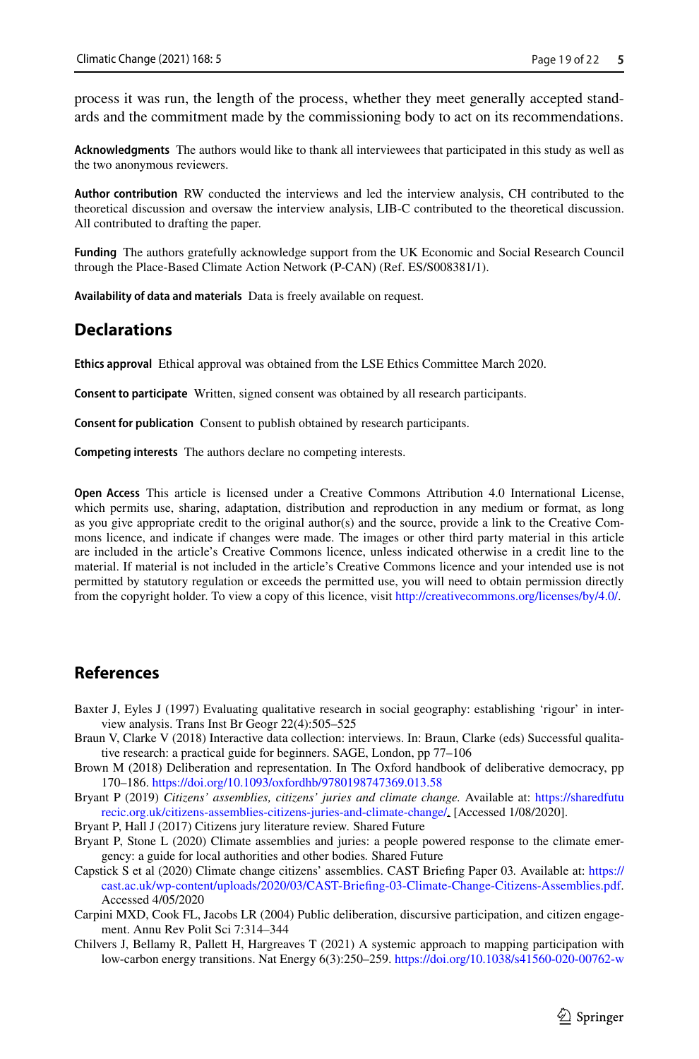process it was run, the length of the process, whether they meet generally accepted standards and the commitment made by the commissioning body to act on its recommendations.

**Acknowledgments** The authors would like to thank all interviewees that participated in this study as well as the two anonymous reviewers.

**Author contribution** RW conducted the interviews and led the interview analysis, CH contributed to the theoretical discussion and oversaw the interview analysis, LIB-C contributed to the theoretical discussion. All contributed to drafting the paper.

**Funding** The authors gratefully acknowledge support from the UK Economic and Social Research Council through the Place-Based Climate Action Network (P-CAN) (Ref. ES/S008381/1).

**Availability of data and materials** Data is freely available on request.

## Declarations

**Ethics approval** Ethical approval was obtained from the LSE Ethics Committee March 2020.

**Consent to participate** Written, signed consent was obtained by all research participants.

**Consent for publication** Consent to publish obtained by research participants.

**Competing interests** The authors declare no competing interests.

**Open Access** This article is licensed under a Creative Commons Attribution 4.0 International License, which permits use, sharing, adaptation, distribution and reproduction in any medium or format, as long as you give appropriate credit to the original author(s) and the source, provide a link to the Creative Commons licence, and indicate if changes were made. The images or other third party material in this article are included in the article's Creative Commons licence, unless indicated otherwise in a credit line to the material. If material is not included in the article's Creative Commons licence and your intended use is not permitted by statutory regulation or exceeds the permitted use, you will need to obtain permission directly from the copyright holder. To view a copy of this licence, visit http://creativecommons.org/licenses/by/4.0/.

## References

Baxter J, Eyles J (1997) Evaluating qualitative research in social geography: establishing 'rigour' in interview analysis. Trans Inst Br Geogr 22(4):505–525

Braun V, Clarke V (2018) Interactive data collection: interviews. In: Braun, Clarke (eds) Successful qualitative research: a practical guide for beginners. SAGE, London, pp 77–106

Brown M (2018) Deliberation and representation. In The Oxford handbook of deliberative democracy, pp 170–186. https://doi.org/10.1093/oxfordhb/9780198747369.013.58

Bryant P (2019) *Citizens' assemblies, citizens' juries and climate change.* Available at: https://sharedfuturecic.org.uk/citizens-assemblies-citizens-juries-and-climate-change/. [Accessed 1/08/2020].

Bryant P, Hall J (2017) Citizens jury literature review. Shared Future

Bryant P, Stone L (2020) Climate assemblies and juries: a people powered response to the climate emergency: a guide for local authorities and other bodies. Shared Future

Capstick S et al (2020) Climate change citizens' assemblies. CAST Briefing Paper 03. Available at: https://cast.ac.uk/wp-content/uploads/2020/03/CAST-Briefing-03-Climate-Change-Citizens-Assemblies.pdf. Accessed 4/05/2020

Carpini MXD, Cook FL, Jacobs LR (2004) Public deliberation, discursive participation, and citizen engagement. Annu Rev Polit Sci 7:314–344

Chilvers J, Bellamy R, Pallett H, Hargreaves T (2021) A systemic approach to mapping participation with low-carbon energy transitions. Nat Energy 6(3):250–259. https://doi.org/10.1038/s41560-020-00762-w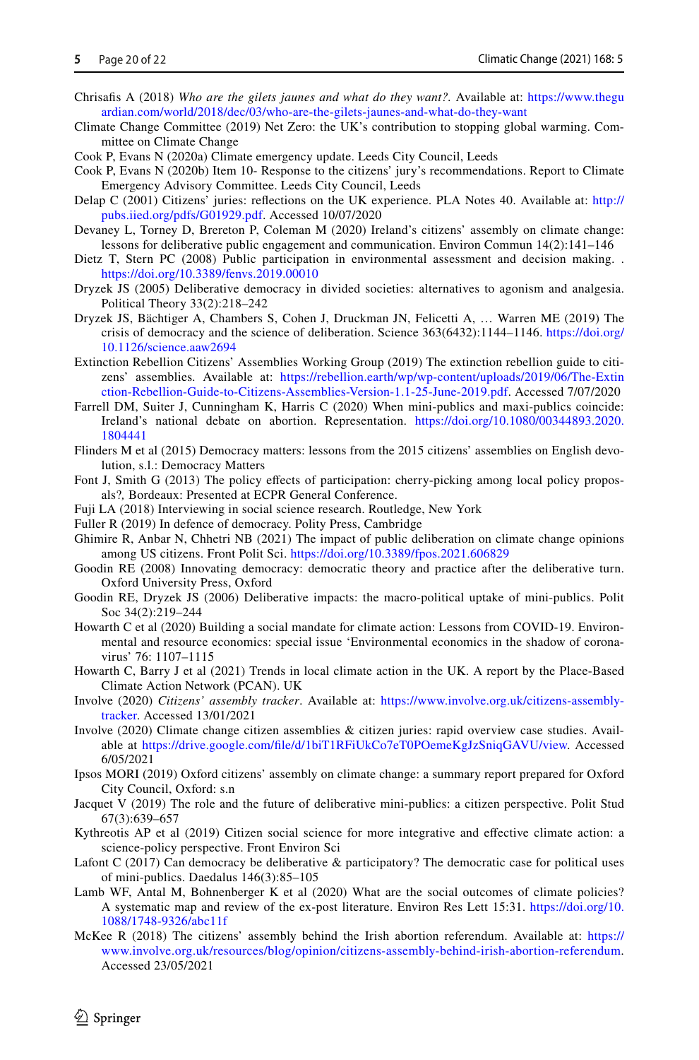Chrisafis A (2018) *Who are the gilets jaunes and what do they want?*. Available at: https://www.theguardian.com/world/2018/dec/03/who-are-the-gilets-jaunes-and-what-do-they-want

Climate Change Committee (2019) Net Zero: the UK's contribution to stopping global warming. Committee on Climate Change

Cook P, Evans N (2020a) Climate emergency update. Leeds City Council, Leeds

Cook P, Evans N (2020b) Item 10- Response to the citizens' jury's recommendations. Report to Climate Emergency Advisory Committee. Leeds City Council, Leeds

Delap C (2001) Citizens' juries: reflections on the UK experience. PLA Notes 40. Available at: http://pubs.iied.org/pdfs/G01929.pdf. Accessed 10/07/2020

Devaney L, Torney D, Brereton P, Coleman M (2020) Ireland's citizens' assembly on climate change: lessons for deliberative public engagement and communication. Environ Commun 14(2):141–146

Dietz T, Stern PC (2008) Public participation in environmental assessment and decision making. . https://doi.org/10.3389/fenvs.2019.00010

Dryzek JS (2005) Deliberative democracy in divided societies: alternatives to agonism and analgesia. Political Theory 33(2):218–242

Dryzek JS, Bächtiger A, Chambers S, Cohen J, Druckman JN, Felicetti A, … Warren ME (2019) The crisis of democracy and the science of deliberation. Science 363(6432):1144–1146. https://doi.org/10.1126/science.aaw2694

Extinction Rebellion Citizens' Assemblies Working Group (2019) The extinction rebellion guide to citizens' assemblies. Available at: https://rebellion.earth/wp/wp-content/uploads/2019/06/The-Extinction-Rebellion-Guide-to-Citizens-Assemblies-Version-1.1-25-June-2019.pdf. Accessed 7/07/2020

Farrell DM, Suiter J, Cunningham K, Harris C (2020) When mini-publics and maxi-publics coincide: Ireland's national debate on abortion. Representation. https://doi.org/10.1080/00344893.2020.1804441

Flinders M et al (2015) Democracy matters: lessons from the 2015 citizens' assemblies on English devolution, s.l.: Democracy Matters

Font J, Smith G (2013) The policy effects of participation: cherry-picking among local policy proposals?*,* Bordeaux: Presented at ECPR General Conference.

Fuji LA (2018) Interviewing in social science research. Routledge, New York

Fuller R (2019) In defence of democracy. Polity Press, Cambridge

Ghimire R, Anbar N, Chhetri NB (2021) The impact of public deliberation on climate change opinions among US citizens. Front Polit Sci. https://doi.org/10.3389/fpos.2021.606829

Goodin RE (2008) Innovating democracy: democratic theory and practice after the deliberative turn. Oxford University Press, Oxford

Goodin RE, Dryzek JS (2006) Deliberative impacts: the macro-political uptake of mini-publics. Polit Soc 34(2):219–244

Howarth C et al (2020) Building a social mandate for climate action: Lessons from COVID-19. Environmental and resource economics: special issue 'Environmental economics in the shadow of coronavirus' 76: 1107–1115

Howarth C, Barry J et al (2021) Trends in local climate action in the UK. A report by the Place-Based Climate Action Network (PCAN). UK

Involve (2020) *Citizens' assembly tracker*. Available at: https://www.involve.org.uk/citizens-assembly-tracker. Accessed 13/01/2021

Involve (2020) Climate change citizen assemblies & citizen juries: rapid overview case studies. Available at https://drive.google.com/file/d/1biT1RFiUkCo7eT0POemeKgJzSniqGAVU/view. Accessed 6/05/2021

Ipsos MORI (2019) Oxford citizens' assembly on climate change: a summary report prepared for Oxford City Council, Oxford: s.n

Jacquet V (2019) The role and the future of deliberative mini-publics: a citizen perspective. Polit Stud 67(3):639–657

Kythreotis AP et al (2019) Citizen social science for more integrative and effective climate action: a science-policy perspective. Front Environ Sci

Lafont C (2017) Can democracy be deliberative & participatory? The democratic case for political uses of mini-publics. Daedalus 146(3):85–105

Lamb WF, Antal M, Bohnenberger K et al (2020) What are the social outcomes of climate policies? A systematic map and review of the ex-post literature. Environ Res Lett 15:31. https://doi.org/10.1088/1748-9326/abc11f

McKee R (2018) The citizens' assembly behind the Irish abortion referendum. Available at: https://www.involve.org.uk/resources/blog/opinion/citizens-assembly-behind-irish-abortion-referendum. Accessed 23/05/2021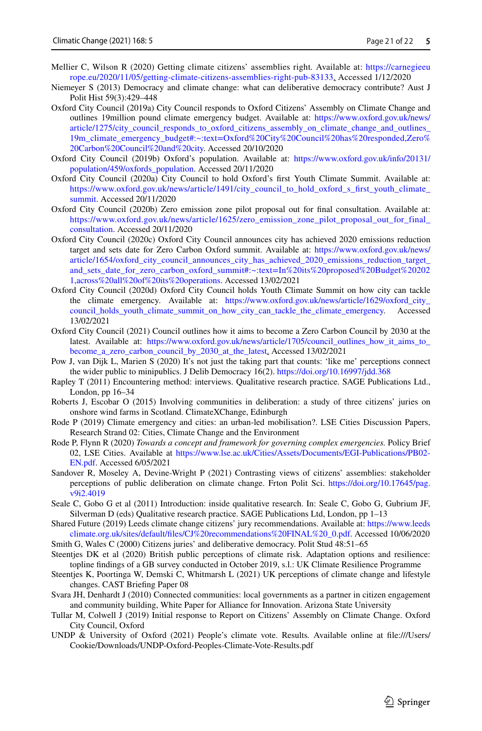Mellier C, Wilson R (2020) Getting climate citizens' assemblies right. Available at: https://carnegieeurope.eu/2020/11/05/getting-climate-citizens-assemblies-right-pub-83133. Accessed 1/12/2020

Niemeyer S (2013) Democracy and climate change: what can deliberative democracy contribute? Aust J Polit Hist 59(3):429–448

Oxford City Council (2019a) City Council responds to Oxford Citizens' Assembly on Climate Change and outlines 19million pound climate emergency budget. Available at: https://www.oxford.gov.uk/news/article/1275/city_council_responds_to_oxford_citizens_assembly_on_climate_change_and_outlines_19m_climate_emergency_budget#:~:text=Oxford%20City%20Council%20has%20responded,Zero%20Carbon%20Council%20and%20city. Accessed 20/10/2020

Oxford City Council (2019b) Oxford's population. Available at: https://www.oxford.gov.uk/info/20131/population/459/oxfords_population. Accessed 20/11/2020

Oxford City Council (2020a) City Council to hold Oxford's first Youth Climate Summit. Available at: https://www.oxford.gov.uk/news/article/1491/city_council_to_hold_oxford_s_first_youth_climate_summit. Accessed 20/11/2020

Oxford City Council (2020b) Zero emission zone pilot proposal out for final consultation. Available at: https://www.oxford.gov.uk/news/article/1625/zero_emission_zone_pilot_proposal_out_for_final_consultation. Accessed 20/11/2020

Oxford City Council (2020c) Oxford City Council announces city has achieved 2020 emissions reduction target and sets date for Zero Carbon Oxford summit. Available at: https://www.oxford.gov.uk/news/article/1654/oxford_city_council_announces_city_has_achieved_2020_emissions_reduction_target_and_sets_date_for_zero_carbon_oxford_summit#:~:text=In%20its%20proposed%20Budget%202021,across%20all%20of%20its%20operations. Accessed 13/02/2021

Oxford City Council (2020d) Oxford City Council holds Youth Climate Summit on how city can tackle the climate emergency. Available at: https://www.oxford.gov.uk/news/article/1629/oxford_city_council_holds_youth_climate_summit_on_how_city_can_tackle_the_climate_emergency. Accessed 13/02/2021

Oxford City Council (2021) Council outlines how it aims to become a Zero Carbon Council by 2030 at the latest. Available at: https://www.oxford.gov.uk/news/article/1705/council_outlines_how_it_aims_to_become_a_zero_carbon_council_by_2030_at_the_latest. Accessed 13/02/2021

Pow J, van Dijk L, Marien S (2020) It's not just the taking part that counts: 'like me' perceptions connect the wider public to minipublics. J Delib Democracy 16(2). https://doi.org/10.16997/jdd.368

Rapley T (2011) Encountering method: interviews. Qualitative research practice. SAGE Publications Ltd., London, pp 16–34

Roberts J, Escobar O (2015) Involving communities in deliberation: a study of three citizens' juries on onshore wind farms in Scotland. ClimateXChange, Edinburgh

Rode P (2019) Climate emergency and cities: an urban-led mobilisation?. LSE Cities Discussion Papers, Research Strand 02: Cities, Climate Change and the Environment

Rode P, Flynn R (2020) *Towards a concept and framework for governing complex emergencies.* Policy Brief 02, LSE Cities. Available at https://www.lse.ac.uk/Cities/Assets/Documents/EGI-Publications/PB02-EN.pdf. Accessed 6/05/2021

Sandover R, Moseley A, Devine-Wright P (2021) Contrasting views of citizens' assemblies: stakeholder perceptions of public deliberation on climate change. Frton Polit Sci. https://doi.org/10.17645/pag.v9i2.4019

Seale C, Gobo G et al (2011) Introduction: inside qualitative research. In: Seale C, Gobo G, Gubrium JF, Silverman D (eds) Qualitative research practice. SAGE Publications Ltd, London, pp 1–13

Shared Future (2019) Leeds climate change citizens' jury recommendations. Available at: https://www.leedsclimate.org.uk/sites/default/files/CJ%20recommendations%20FINAL%20_0.pdf. Accessed 10/06/2020

Smith G, Wales C (2000) Citizens juries' and deliberative democracy. Polit Stud 48:51–65

Steentjes DK et al (2020) British public perceptions of climate risk. Adaptation options and resilience: topline findings of a GB survey conducted in October 2019, s.l.: UK Climate Resilience Programme

Steentjes K, Poortinga W, Demski C, Whitmarsh L (2021) UK perceptions of climate change and lifestyle changes. CAST Briefing Paper 08

Svara JH, Denhardt J (2010) Connected communities: local governments as a partner in citizen engagement and community building, White Paper for Alliance for Innovation. Arizona State University

Tullar M, Colwell J (2019) Initial response to Report on Citizens' Assembly on Climate Change. Oxford City Council, Oxford

UNDP & University of Oxford (2021) People's climate vote. Results. Available online at file:///Users/Cookie/Downloads/UNDP-Oxford-Peoples-Climate-Vote-Results.pdf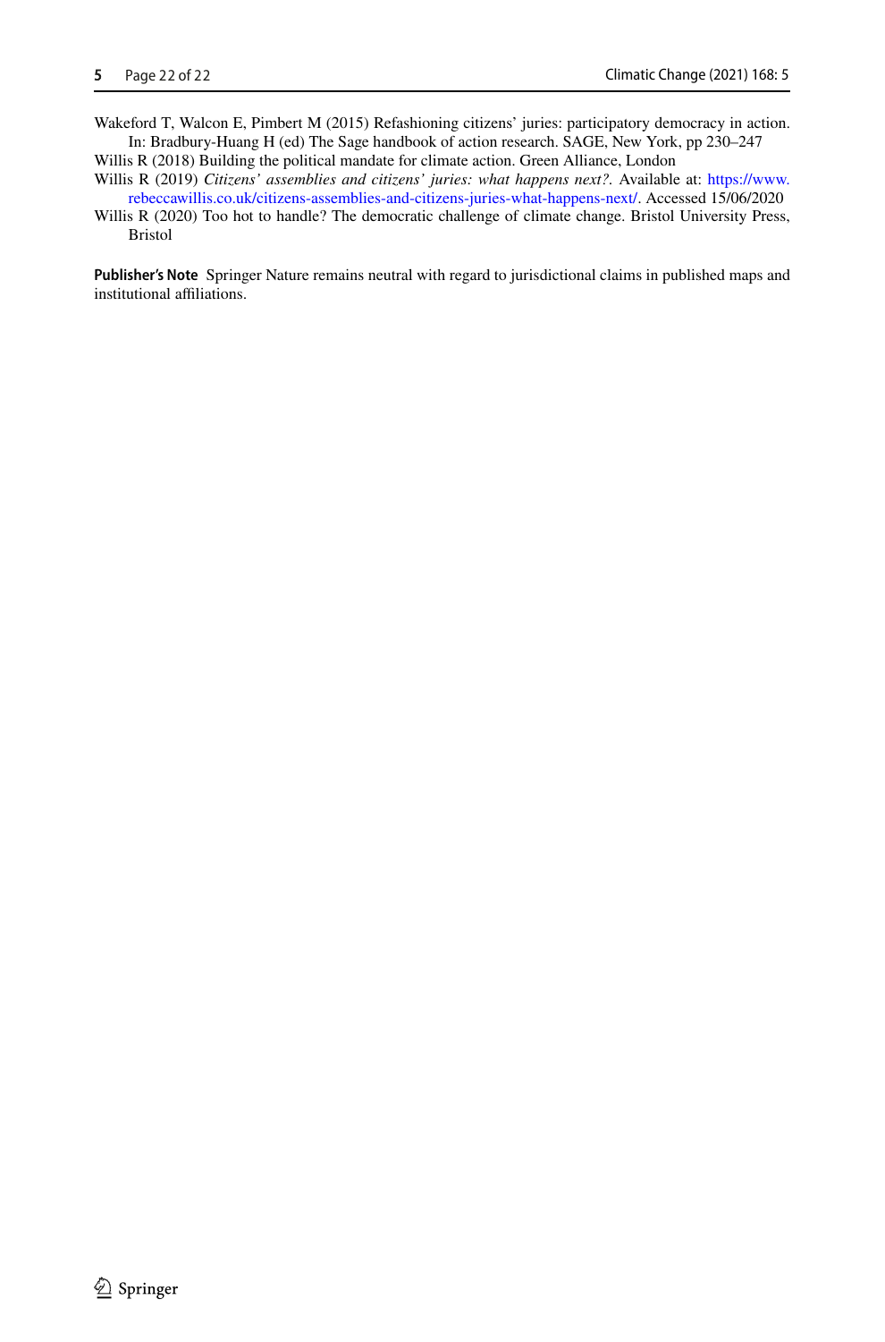Wakeford T, Walcon E, Pimbert M (2015) Refashioning citizens' juries: participatory democracy in action. In: Bradbury-Huang H (ed) The Sage handbook of action research. SAGE, New York, pp 230–247

Willis R (2018) Building the political mandate for climate action. Green Alliance, London

Willis R (2019) *Citizens' assemblies and citizens' juries: what happens next?*. Available at: https://www.rebeccawillis.co.uk/citizens-assemblies-and-citizens-juries-what-happens-next/. Accessed 15/06/2020

Willis R (2020) Too hot to handle? The democratic challenge of climate change. Bristol University Press, Bristol

**Publisher's Note** Springer Nature remains neutral with regard to jurisdictional claims in published maps and institutional affiliations.